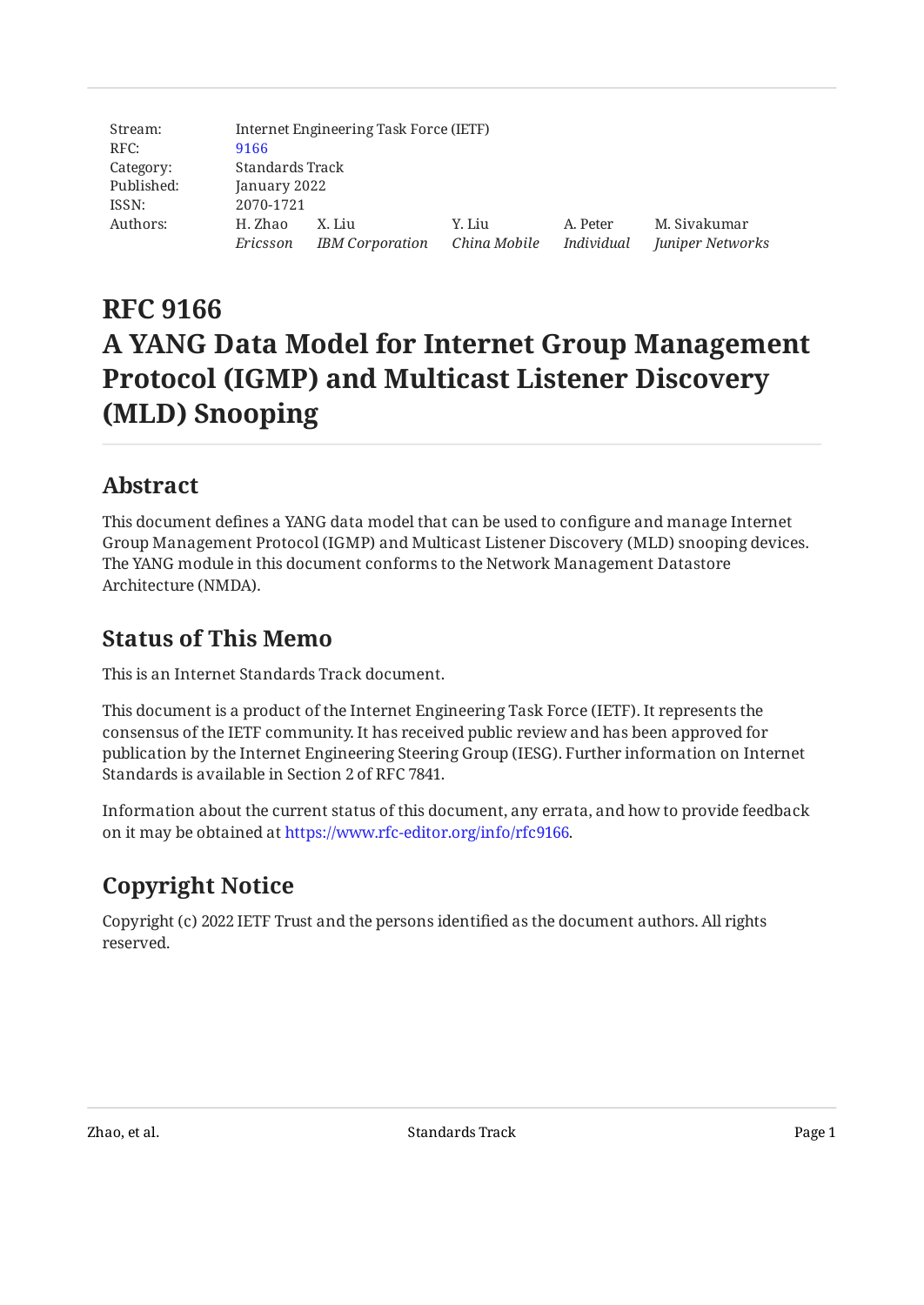| | | | | | |
|---|---|---|---|---|---|
| Stream: | Internet Engineering Task Force (IETF) | | | | |
| RFC: | 9166 | | | | |
| Category: | Standards Track | | | | |
| Published: | January 2022 | | | | |
| ISSN: | 2070-1721 | | | | |
| Authors: | H. Zhao *Ericsson* | X. Liu *IBM Corporation* | Y. Liu *China Mobile* | A. Peter *Individual* | M. Sivakumar *Juniper Networks* |

# RFC 9166 A YANG Data Model for Internet Group Management Protocol (IGMP) and Multicast Listener Discovery (MLD) Snooping

## Abstract

This document defines a YANG data model that can be used to configure and manage Internet Group Management Protocol (IGMP) and Multicast Listener Discovery (MLD) snooping devices. The YANG module in this document conforms to the Network Management Datastore Architecture (NMDA).

## Status of This Memo

This is an Internet Standards Track document.

This document is a product of the Internet Engineering Task Force (IETF). It represents the consensus of the IETF community. It has received public review and has been approved for publication by the Internet Engineering Steering Group (IESG). Further information on Internet Standards is available in Section 2 of RFC 7841.

Information about the current status of this document, any errata, and how to provide feedback on it may be obtained at https://www.rfc-editor.org/info/rfc9166.

## Copyright Notice

Copyright (c) 2022 IETF Trust and the persons identified as the document authors. All rights reserved.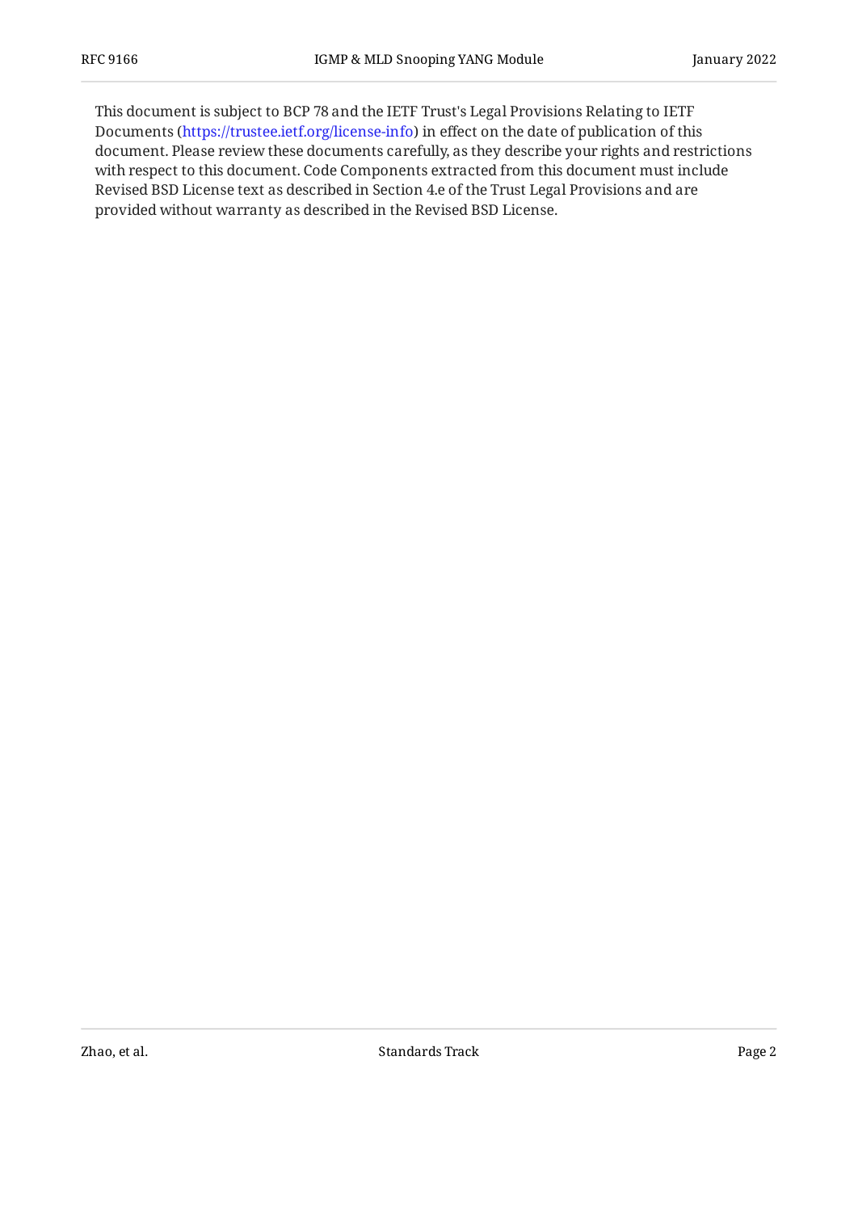This document is subject to BCP 78 and the IETF Trust's Legal Provisions Relating to IETF Documents (https://trustee.ietf.org/license-info) in effect on the date of publication of this document. Please review these documents carefully, as they describe your rights and restrictions with respect to this document. Code Components extracted from this document must include Revised BSD License text as described in Section 4.e of the Trust Legal Provisions and are provided without warranty as described in the Revised BSD License.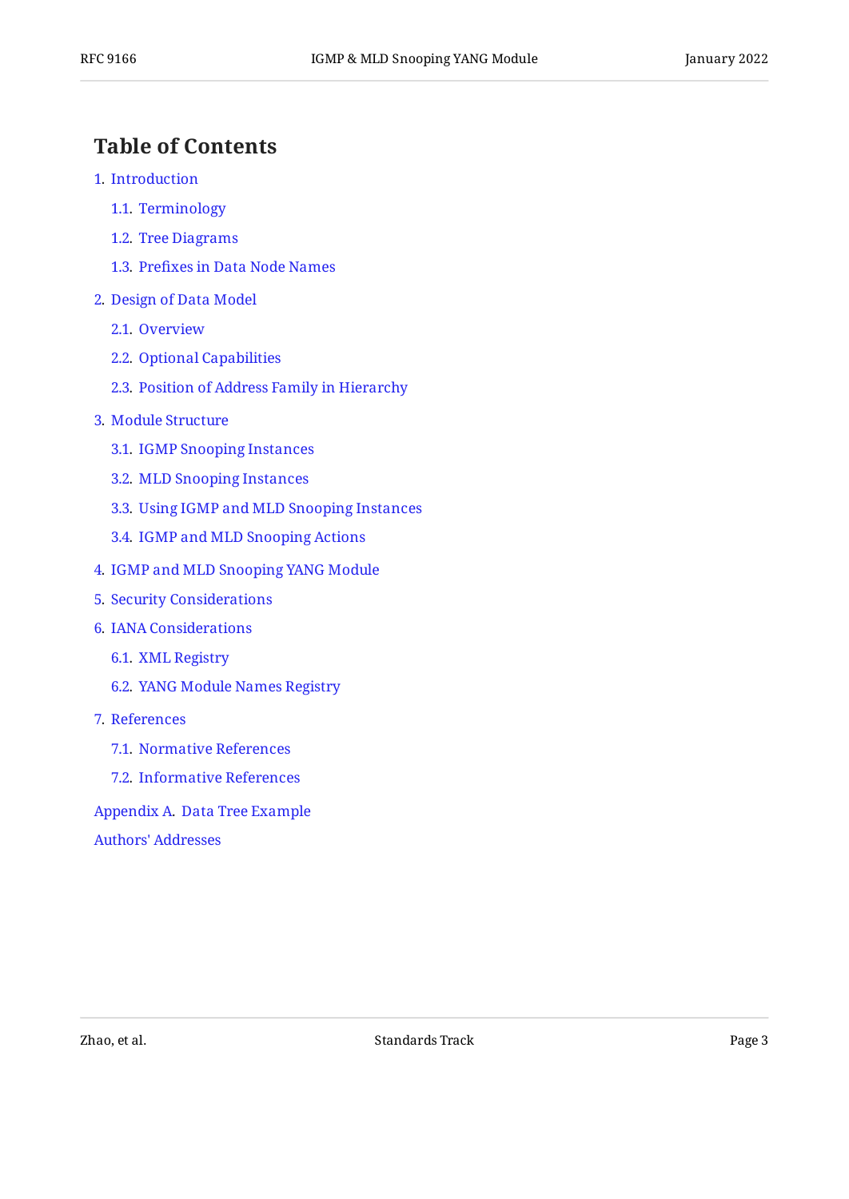## Table of Contents

1. Introduction
   - 1.1. Terminology
   - 1.2. Tree Diagrams
   - 1.3. Prefixes in Data Node Names
2. Design of Data Model
   - 2.1. Overview
   - 2.2. Optional Capabilities
   - 2.3. Position of Address Family in Hierarchy
3. Module Structure
   - 3.1. IGMP Snooping Instances
   - 3.2. MLD Snooping Instances
   - 3.3. Using IGMP and MLD Snooping Instances
   - 3.4. IGMP and MLD Snooping Actions
4. IGMP and MLD Snooping YANG Module
5. Security Considerations
6. IANA Considerations
   - 6.1. XML Registry
   - 6.2. YANG Module Names Registry
7. References
   - 7.1. Normative References
   - 7.2. Informative References

Appendix A. Data Tree Example

Authors' Addresses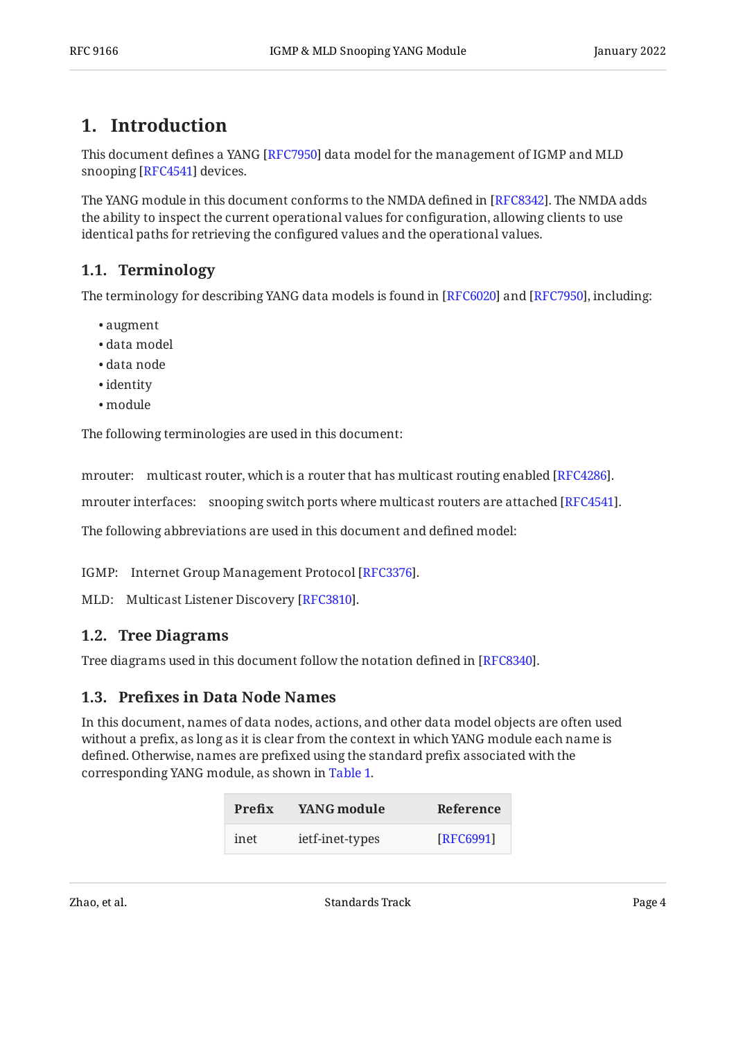# 1. Introduction

This document defines a YANG [RFC7950] data model for the management of IGMP and MLD snooping [RFC4541] devices.

The YANG module in this document conforms to the NMDA defined in [RFC8342]. The NMDA adds the ability to inspect the current operational values for configuration, allowing clients to use identical paths for retrieving the configured values and the operational values.

## 1.1. Terminology

The terminology for describing YANG data models is found in [RFC6020] and [RFC7950], including:

- augment
- data model
- data node
- identity
- module

The following terminologies are used in this document:

mrouter: multicast router, which is a router that has multicast routing enabled [RFC4286].

mrouter interfaces: snooping switch ports where multicast routers are attached [RFC4541].

The following abbreviations are used in this document and defined model:

IGMP: Internet Group Management Protocol [RFC3376].

MLD: Multicast Listener Discovery [RFC3810].

## 1.2. Tree Diagrams

Tree diagrams used in this document follow the notation defined in [RFC8340].

## 1.3. Prefixes in Data Node Names

In this document, names of data nodes, actions, and other data model objects are often used without a prefix, as long as it is clear from the context in which YANG module each name is defined. Otherwise, names are prefixed using the standard prefix associated with the corresponding YANG module, as shown in Table 1.

| Prefix | YANG module | Reference |
| --- | --- | --- |
| inet | ietf-inet-types | [RFC6991] |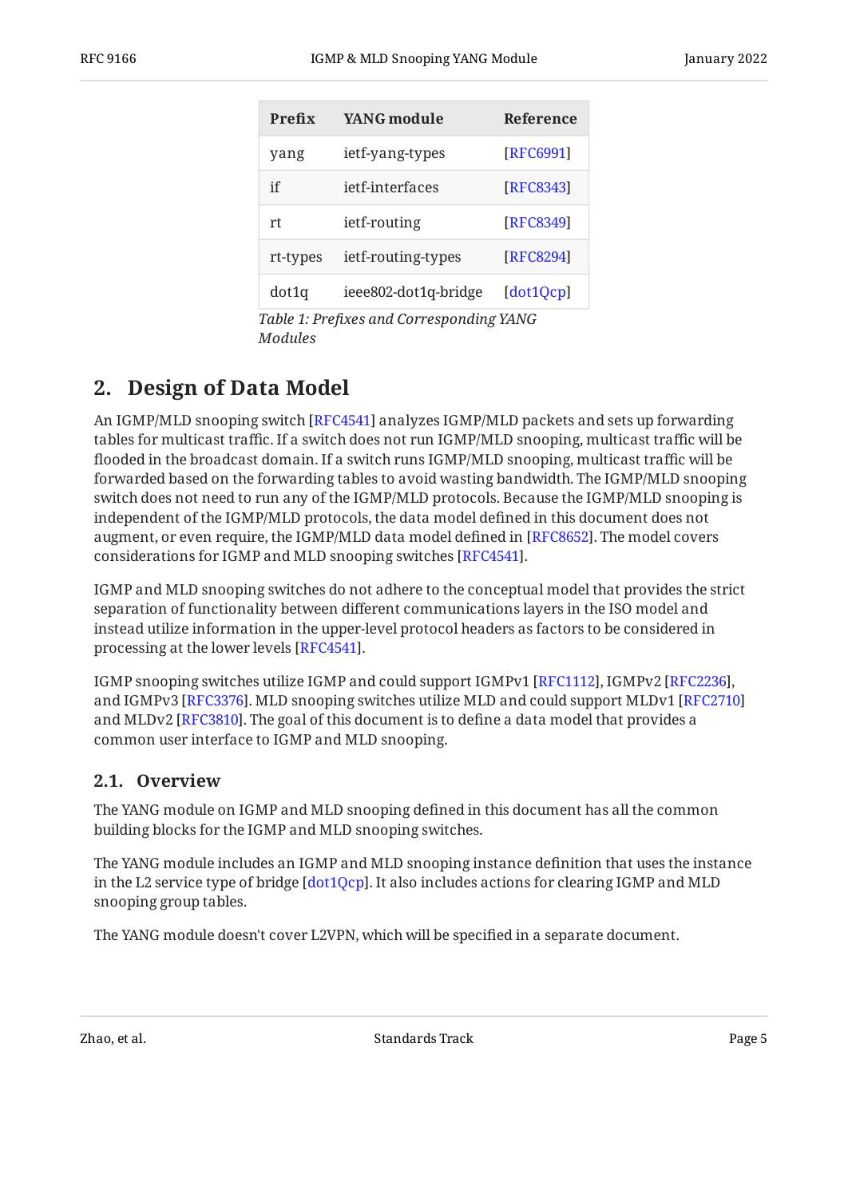| Prefix | YANG module | Reference |
| --- | --- | --- |
| yang | ietf-yang-types | [RFC6991] |
| if | ietf-interfaces | [RFC8343] |
| rt | ietf-routing | [RFC8349] |
| rt-types | ietf-routing-types | [RFC8294] |
| dot1q | ieee802-dot1q-bridge | [dot1Qcp] |

*Table 1: Prefixes and Corresponding YANG Modules*

## 2. Design of Data Model

An IGMP/MLD snooping switch [RFC4541] analyzes IGMP/MLD packets and sets up forwarding tables for multicast traffic. If a switch does not run IGMP/MLD snooping, multicast traffic will be flooded in the broadcast domain. If a switch runs IGMP/MLD snooping, multicast traffic will be forwarded based on the forwarding tables to avoid wasting bandwidth. The IGMP/MLD snooping switch does not need to run any of the IGMP/MLD protocols. Because the IGMP/MLD snooping is independent of the IGMP/MLD protocols, the data model defined in this document does not augment, or even require, the IGMP/MLD data model defined in [RFC8652]. The model covers considerations for IGMP and MLD snooping switches [RFC4541].

IGMP and MLD snooping switches do not adhere to the conceptual model that provides the strict separation of functionality between different communications layers in the ISO model and instead utilize information in the upper-level protocol headers as factors to be considered in processing at the lower levels [RFC4541].

IGMP snooping switches utilize IGMP and could support IGMPv1 [RFC1112], IGMPv2 [RFC2236], and IGMPv3 [RFC3376]. MLD snooping switches utilize MLD and could support MLDv1 [RFC2710] and MLDv2 [RFC3810]. The goal of this document is to define a data model that provides a common user interface to IGMP and MLD snooping.

### 2.1. Overview

The YANG module on IGMP and MLD snooping defined in this document has all the common building blocks for the IGMP and MLD snooping switches.

The YANG module includes an IGMP and MLD snooping instance definition that uses the instance in the L2 service type of bridge [dot1Qcp]. It also includes actions for clearing IGMP and MLD snooping group tables.

The YANG module doesn't cover L2VPN, which will be specified in a separate document.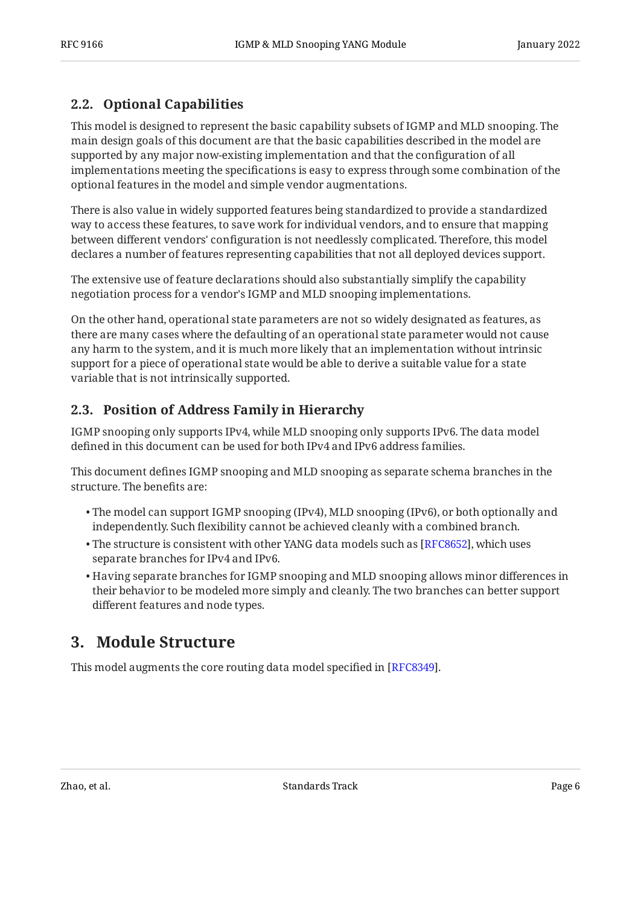## 2.2. Optional Capabilities

This model is designed to represent the basic capability subsets of IGMP and MLD snooping. The main design goals of this document are that the basic capabilities described in the model are supported by any major now-existing implementation and that the configuration of all implementations meeting the specifications is easy to express through some combination of the optional features in the model and simple vendor augmentations.

There is also value in widely supported features being standardized to provide a standardized way to access these features, to save work for individual vendors, and to ensure that mapping between different vendors' configuration is not needlessly complicated. Therefore, this model declares a number of features representing capabilities that not all deployed devices support.

The extensive use of feature declarations should also substantially simplify the capability negotiation process for a vendor's IGMP and MLD snooping implementations.

On the other hand, operational state parameters are not so widely designated as features, as there are many cases where the defaulting of an operational state parameter would not cause any harm to the system, and it is much more likely that an implementation without intrinsic support for a piece of operational state would be able to derive a suitable value for a state variable that is not intrinsically supported.

## 2.3. Position of Address Family in Hierarchy

IGMP snooping only supports IPv4, while MLD snooping only supports IPv6. The data model defined in this document can be used for both IPv4 and IPv6 address families.

This document defines IGMP snooping and MLD snooping as separate schema branches in the structure. The benefits are:

- The model can support IGMP snooping (IPv4), MLD snooping (IPv6), or both optionally and independently. Such flexibility cannot be achieved cleanly with a combined branch.
- The structure is consistent with other YANG data models such as [RFC8652], which uses separate branches for IPv4 and IPv6.
- Having separate branches for IGMP snooping and MLD snooping allows minor differences in their behavior to be modeled more simply and cleanly. The two branches can better support different features and node types.

# 3. Module Structure

This model augments the core routing data model specified in [RFC8349].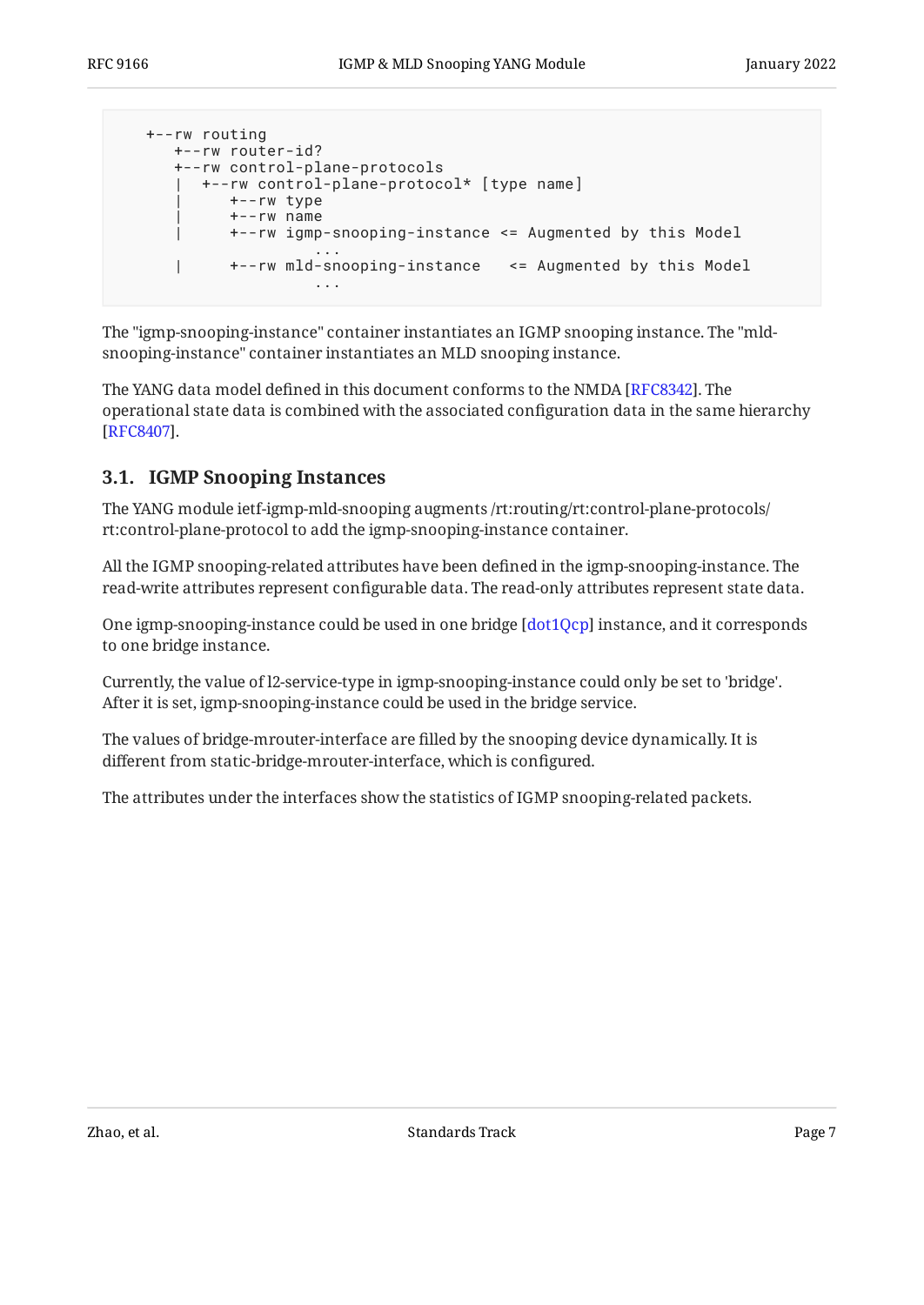```
   +--rw routing
      +--rw router-id?
      +--rw control-plane-protocols
      |  +--rw control-plane-protocol* [type name]
      |     +--rw type
      |     +--rw name
      |     +--rw igmp-snooping-instance <= Augmented by this Model
                    ...
      |     +--rw mld-snooping-instance   <= Augmented by this Model
                    ...
```

The "igmp-snooping-instance" container instantiates an IGMP snooping instance. The "mld-snooping-instance" container instantiates an MLD snooping instance.

The YANG data model defined in this document conforms to the NMDA [RFC8342]. The operational state data is combined with the associated configuration data in the same hierarchy [RFC8407].

## 3.1. IGMP Snooping Instances

The YANG module ietf-igmp-mld-snooping augments /rt:routing/rt:control-plane-protocols/rt:control-plane-protocol to add the igmp-snooping-instance container.

All the IGMP snooping-related attributes have been defined in the igmp-snooping-instance. The read-write attributes represent configurable data. The read-only attributes represent state data.

One igmp-snooping-instance could be used in one bridge [dot1Qcp] instance, and it corresponds to one bridge instance.

Currently, the value of l2-service-type in igmp-snooping-instance could only be set to 'bridge'. After it is set, igmp-snooping-instance could be used in the bridge service.

The values of bridge-mrouter-interface are filled by the snooping device dynamically. It is different from static-bridge-mrouter-interface, which is configured.

The attributes under the interfaces show the statistics of IGMP snooping-related packets.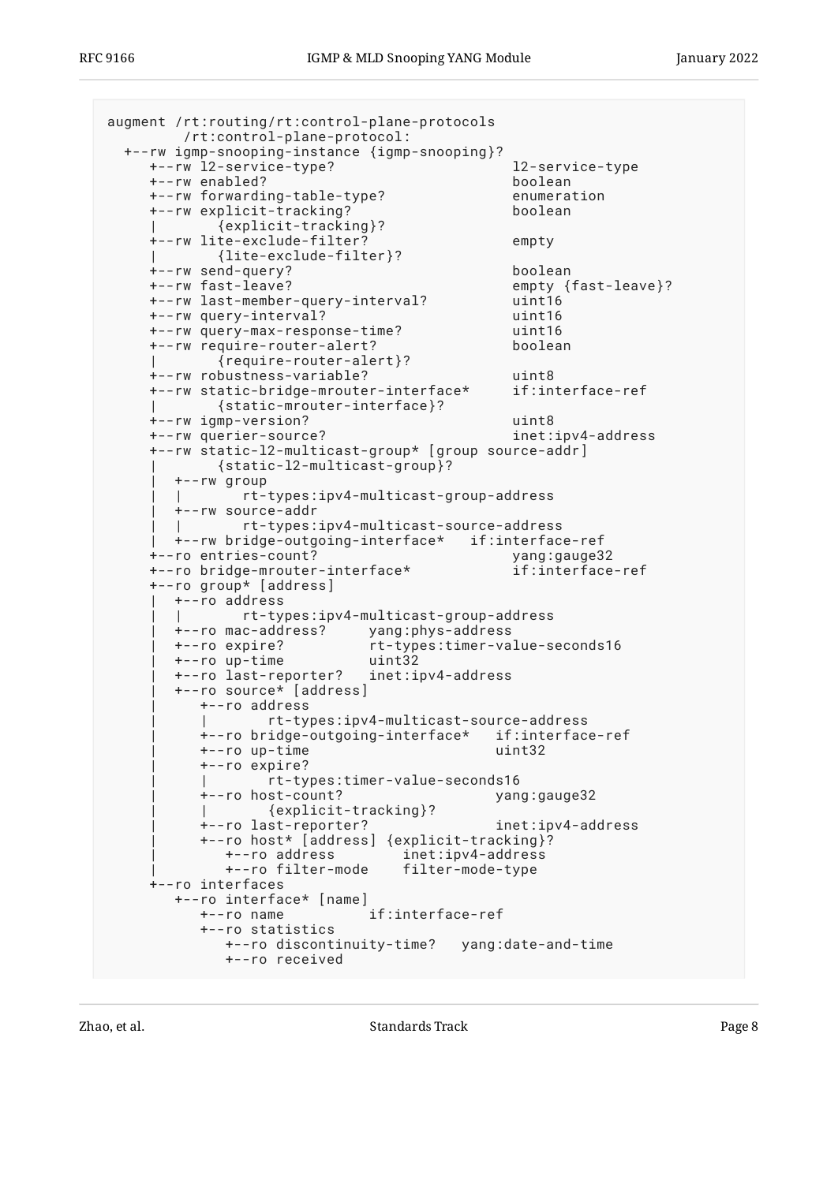```
augment /rt:routing/rt:control-plane-protocols
        /rt:control-plane-protocol:
  +--rw igmp-snooping-instance {igmp-snooping}?
     +--rw l2-service-type?                     l2-service-type
     +--rw enabled?                             boolean
     +--rw forwarding-table-type?               enumeration
     +--rw explicit-tracking?                   boolean
     |       {explicit-tracking}?
     +--rw lite-exclude-filter?                 empty
     |       {lite-exclude-filter}?
     +--rw send-query?                          boolean
     +--rw fast-leave?                          empty {fast-leave}?
     +--rw last-member-query-interval?          uint16
     +--rw query-interval?                      uint16
     +--rw query-max-response-time?             uint16
     +--rw require-router-alert?                boolean
     |       {require-router-alert}?
     +--rw robustness-variable?                 uint8
     +--rw static-bridge-mrouter-interface*     if:interface-ref
     |       {static-mrouter-interface}?
     +--rw igmp-version?                        uint8
     +--rw querier-source?                      inet:ipv4-address
     +--rw static-l2-multicast-group* [group source-addr]
     |       {static-l2-multicast-group}?
     |  +--rw group
     |  |       rt-types:ipv4-multicast-group-address
     |  +--rw source-addr
     |  |       rt-types:ipv4-multicast-source-address
     |  +--rw bridge-outgoing-interface*   if:interface-ref
     +--ro entries-count?                       yang:gauge32
     +--ro bridge-mrouter-interface*            if:interface-ref
     +--ro group* [address]
     |  +--ro address
     |  |       rt-types:ipv4-multicast-group-address
     |  +--ro mac-address?     yang:phys-address
     |  +--ro expire?          rt-types:timer-value-seconds16
     |  +--ro up-time          uint32
     |  +--ro last-reporter?   inet:ipv4-address
     |  +--ro source* [address]
     |     +--ro address
     |     |       rt-types:ipv4-multicast-source-address
     |     +--ro bridge-outgoing-interface*   if:interface-ref
     |     +--ro up-time                      uint32
     |     +--ro expire?
     |     |       rt-types:timer-value-seconds16
     |     +--ro host-count?                  yang:gauge32
     |     |       {explicit-tracking}?
     |     +--ro last-reporter?               inet:ipv4-address
     |     +--ro host* [address] {explicit-tracking}?
     |        +--ro address        inet:ipv4-address
     |        +--ro filter-mode    filter-mode-type
     +--ro interfaces
        +--ro interface* [name]
           +--ro name          if:interface-ref
           +--ro statistics
              +--ro discontinuity-time?   yang:date-and-time
              +--ro received
```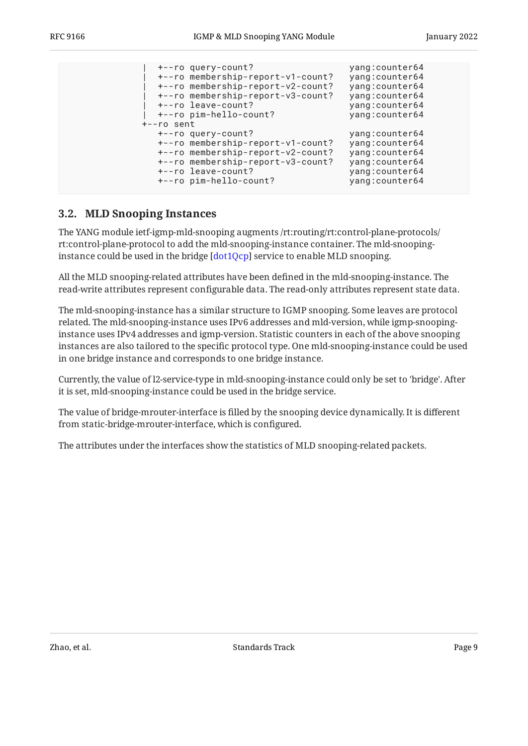```
                |  +--ro query-count?                yang:counter64
                |  +--ro membership-report-v1-count?  yang:counter64
                |  +--ro membership-report-v2-count?  yang:counter64
                |  +--ro membership-report-v3-count?  yang:counter64
                |  +--ro leave-count?                yang:counter64
                |  +--ro pim-hello-count?            yang:counter64
                +--ro sent
                   +--ro query-count?                yang:counter64
                   +--ro membership-report-v1-count?  yang:counter64
                   +--ro membership-report-v2-count?  yang:counter64
                   +--ro membership-report-v3-count?  yang:counter64
                   +--ro leave-count?                yang:counter64
                   +--ro pim-hello-count?            yang:counter64
```

## 3.2. MLD Snooping Instances

The YANG module ietf-igmp-mld-snooping augments /rt:routing/rt:control-plane-protocols/rt:control-plane-protocol to add the mld-snooping-instance container. The mld-snooping-instance could be used in the bridge [dot1Qcp] service to enable MLD snooping.

All the MLD snooping-related attributes have been defined in the mld-snooping-instance. The read-write attributes represent configurable data. The read-only attributes represent state data.

The mld-snooping-instance has a similar structure to IGMP snooping. Some leaves are protocol related. The mld-snooping-instance uses IPv6 addresses and mld-version, while igmp-snooping-instance uses IPv4 addresses and igmp-version. Statistic counters in each of the above snooping instances are also tailored to the specific protocol type. One mld-snooping-instance could be used in one bridge instance and corresponds to one bridge instance.

Currently, the value of l2-service-type in mld-snooping-instance could only be set to 'bridge'. After it is set, mld-snooping-instance could be used in the bridge service.

The value of bridge-mrouter-interface is filled by the snooping device dynamically. It is different from static-bridge-mrouter-interface, which is configured.

The attributes under the interfaces show the statistics of MLD snooping-related packets.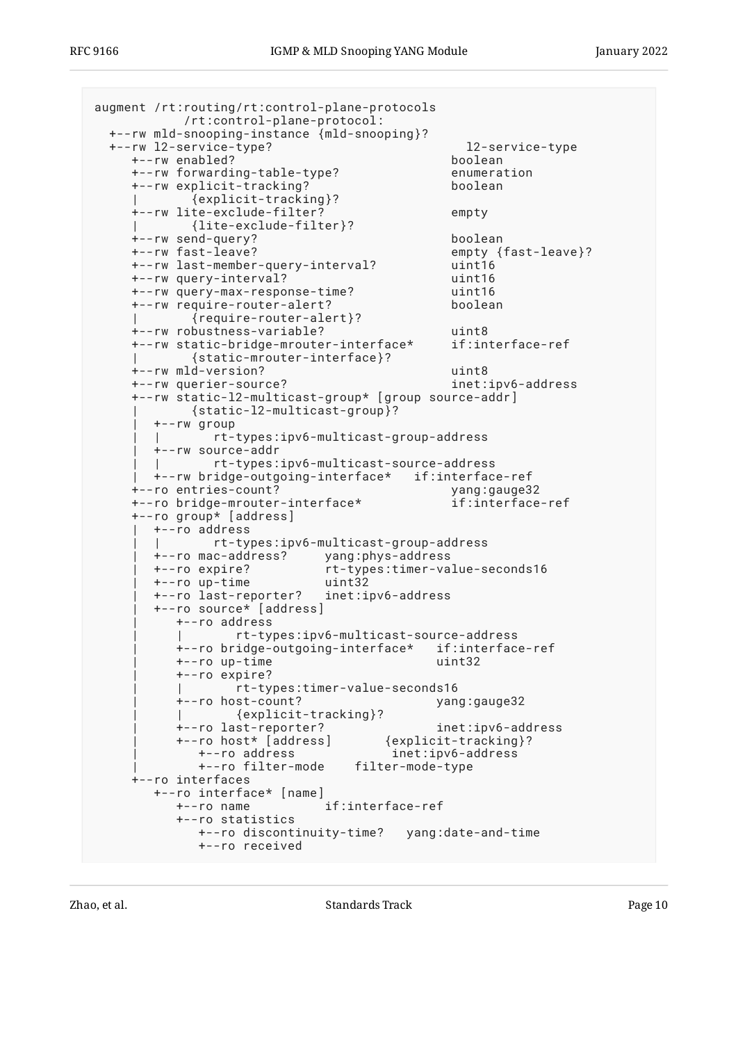```
augment /rt:routing/rt:control-plane-protocols
          /rt:control-plane-protocol:
  +--rw mld-snooping-instance {mld-snooping}?
  +--rw l2-service-type?                         l2-service-type
     +--rw enabled?                             boolean
     +--rw forwarding-table-type?               enumeration
     +--rw explicit-tracking?                   boolean
     |       {explicit-tracking}?
     +--rw lite-exclude-filter?                 empty
     |       {lite-exclude-filter}?
     +--rw send-query?                          boolean
     +--rw fast-leave?                          empty {fast-leave}?
     +--rw last-member-query-interval?          uint16
     +--rw query-interval?                      uint16
     +--rw query-max-response-time?             uint16
     +--rw require-router-alert?                boolean
     |       {require-router-alert}?
     +--rw robustness-variable?                 uint8
     +--rw static-bridge-mrouter-interface*     if:interface-ref
     |       {static-mrouter-interface}?
     +--rw mld-version?                         uint8
     +--rw querier-source?                      inet:ipv6-address
     +--rw static-l2-multicast-group* [group source-addr]
     |       {static-l2-multicast-group}?
     |  +--rw group
     |  |       rt-types:ipv6-multicast-group-address
     |  +--rw source-addr
     |  |       rt-types:ipv6-multicast-source-address
     |  +--rw bridge-outgoing-interface*   if:interface-ref
     +--ro entries-count?                       yang:gauge32
     +--ro bridge-mrouter-interface*            if:interface-ref
     +--ro group* [address]
     |  +--ro address
     |  |       rt-types:ipv6-multicast-group-address
     |  +--ro mac-address?     yang:phys-address
     |  +--ro expire?          rt-types:timer-value-seconds16
     |  +--ro up-time          uint32
     |  +--ro last-reporter?   inet:ipv6-address
     |  +--ro source* [address]
     |     +--ro address
     |     |       rt-types:ipv6-multicast-source-address
     |     +--ro bridge-outgoing-interface*   if:interface-ref
     |     +--ro up-time                      uint32
     |     +--ro expire?
     |     |       rt-types:timer-value-seconds16
     |     +--ro host-count?                  yang:gauge32
     |     |       {explicit-tracking}?
     |     +--ro last-reporter?               inet:ipv6-address
     |     +--ro host* [address]       {explicit-tracking}?
     |        +--ro address             inet:ipv6-address
     |        +--ro filter-mode    filter-mode-type
     +--ro interfaces
        +--ro interface* [name]
           +--ro name          if:interface-ref
           +--ro statistics
              +--ro discontinuity-time?   yang:date-and-time
              +--ro received
```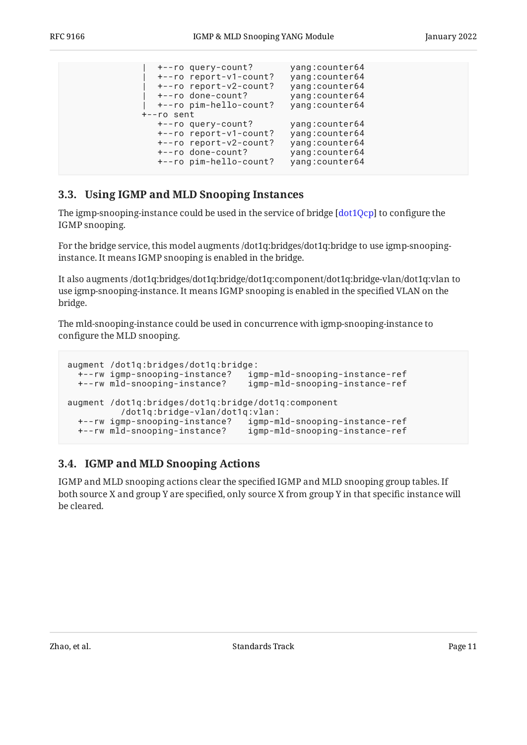```
             |  +--ro query-count?       yang:counter64
             |  +--ro report-v1-count?   yang:counter64
             |  +--ro report-v2-count?   yang:counter64
             |  +--ro done-count?        yang:counter64
             |  +--ro pim-hello-count?   yang:counter64
             +--ro sent
                +--ro query-count?       yang:counter64
                +--ro report-v1-count?   yang:counter64
                +--ro report-v2-count?   yang:counter64
                +--ro done-count?        yang:counter64
                +--ro pim-hello-count?   yang:counter64
```

## 3.3. Using IGMP and MLD Snooping Instances

The igmp-snooping-instance could be used in the service of bridge [dot1Qcp] to configure the IGMP snooping.

For the bridge service, this model augments /dot1q:bridges/dot1q:bridge to use igmp-snooping-instance. It means IGMP snooping is enabled in the bridge.

It also augments /dot1q:bridges/dot1q:bridge/dot1q:component/dot1q:bridge-vlan/dot1q:vlan to use igmp-snooping-instance. It means IGMP snooping is enabled in the specified VLAN on the bridge.

The mld-snooping-instance could be used in concurrence with igmp-snooping-instance to configure the MLD snooping.

```
augment /dot1q:bridges/dot1q:bridge:
  +--rw igmp-snooping-instance?   igmp-mld-snooping-instance-ref
  +--rw mld-snooping-instance?    igmp-mld-snooping-instance-ref

augment /dot1q:bridges/dot1q:bridge/dot1q:component
          /dot1q:bridge-vlan/dot1q:vlan:
  +--rw igmp-snooping-instance?   igmp-mld-snooping-instance-ref
  +--rw mld-snooping-instance?    igmp-mld-snooping-instance-ref
```

## 3.4. IGMP and MLD Snooping Actions

IGMP and MLD snooping actions clear the specified IGMP and MLD snooping group tables. If both source X and group Y are specified, only source X from group Y in that specific instance will be cleared.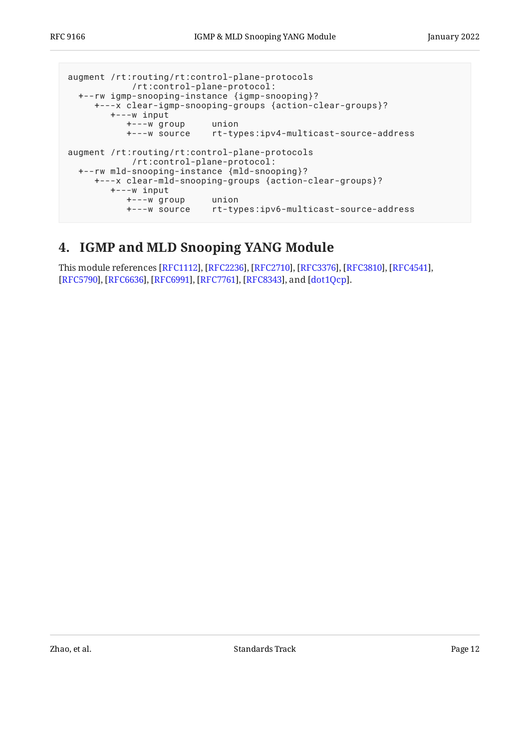```
augment /rt:routing/rt:control-plane-protocols
          /rt:control-plane-protocol:
  +--rw igmp-snooping-instance {igmp-snooping}?
     +---x clear-igmp-snooping-groups {action-clear-groups}?
        +---w input
           +---w group     union
           +---w source    rt-types:ipv4-multicast-source-address

augment /rt:routing/rt:control-plane-protocols
          /rt:control-plane-protocol:
  +--rw mld-snooping-instance {mld-snooping}?
     +---x clear-mld-snooping-groups {action-clear-groups}?
        +---w input
           +---w group     union
           +---w source    rt-types:ipv6-multicast-source-address
```

## 4. IGMP and MLD Snooping YANG Module

This module references [RFC1112], [RFC2236], [RFC2710], [RFC3376], [RFC3810], [RFC4541], [RFC5790], [RFC6636], [RFC6991], [RFC7761], [RFC8343], and [dot1Qcp].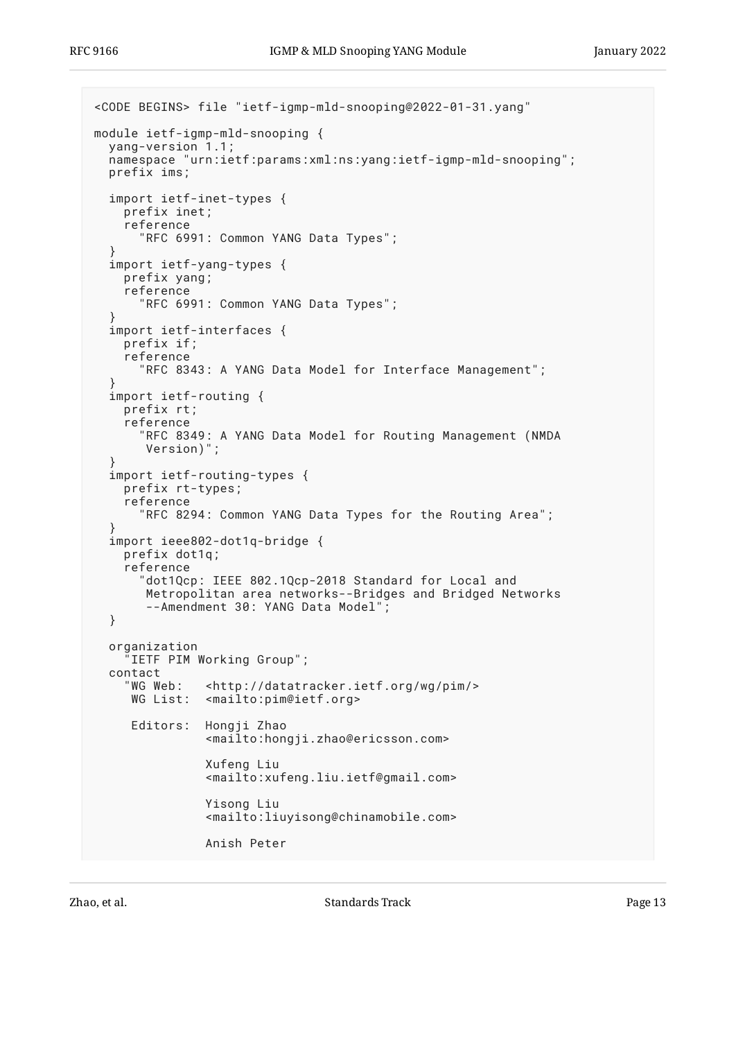```
<CODE BEGINS> file "ietf-igmp-mld-snooping@2022-01-31.yang"

module ietf-igmp-mld-snooping {
  yang-version 1.1;
  namespace "urn:ietf:params:xml:ns:yang:ietf-igmp-mld-snooping";
  prefix ims;

  import ietf-inet-types {
    prefix inet;
    reference
      "RFC 6991: Common YANG Data Types";
  }
  import ietf-yang-types {
    prefix yang;
    reference
      "RFC 6991: Common YANG Data Types";
  }
  import ietf-interfaces {
    prefix if;
    reference
      "RFC 8343: A YANG Data Model for Interface Management";
  }
  import ietf-routing {
    prefix rt;
    reference
      "RFC 8349: A YANG Data Model for Routing Management (NMDA
       Version)";
  }
  import ietf-routing-types {
    prefix rt-types;
    reference
      "RFC 8294: Common YANG Data Types for the Routing Area";
  }
  import ieee802-dot1q-bridge {
    prefix dot1q;
    reference
      "dot1Qcp: IEEE 802.1Qcp-2018 Standard for Local and
       Metropolitan area networks--Bridges and Bridged Networks
       --Amendment 30: YANG Data Model";
  }

  organization
    "IETF PIM Working Group";
  contact
    "WG Web:   <http://datatracker.ietf.org/wg/pim/>
     WG List:  <mailto:pim@ietf.org>

     Editors:  Hongji Zhao
               <mailto:hongji.zhao@ericsson.com>

               Xufeng Liu
               <mailto:xufeng.liu.ietf@gmail.com>

               Yisong Liu
               <mailto:liuyisong@chinamobile.com>

               Anish Peter
```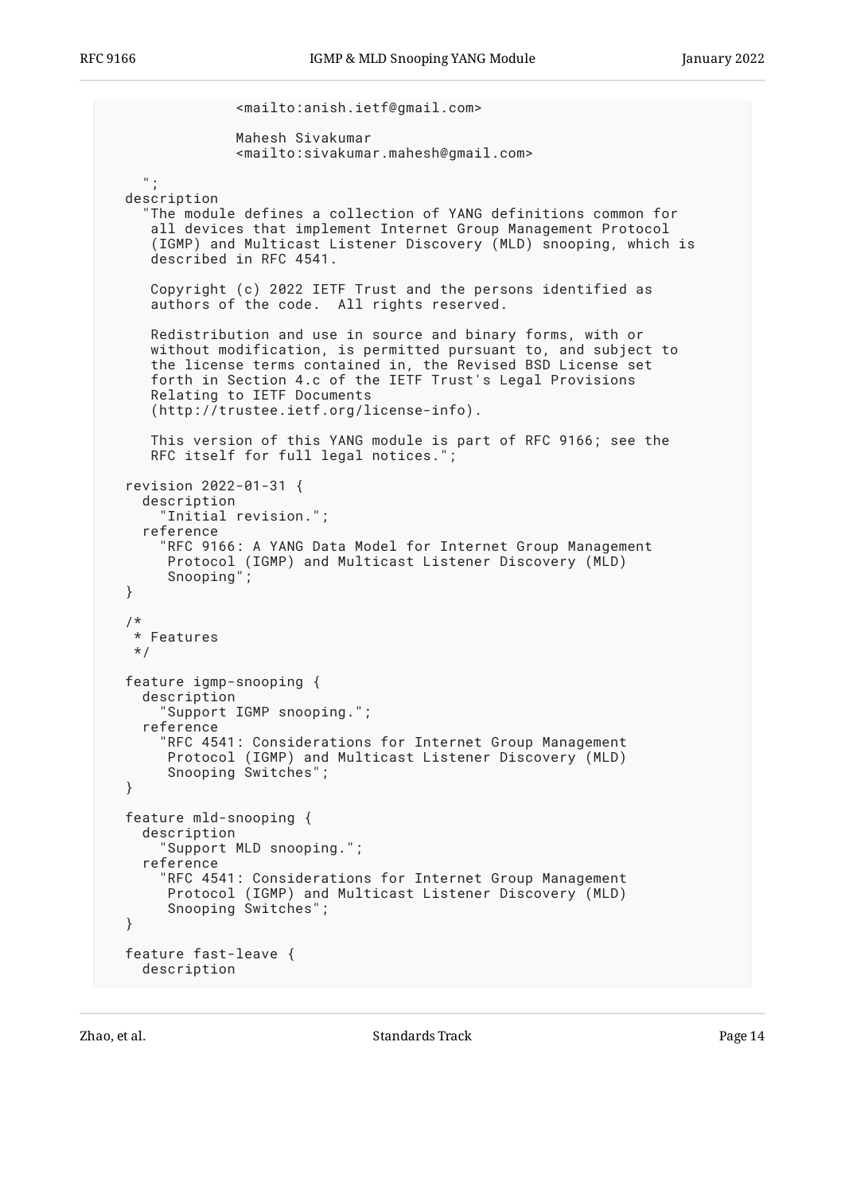```
              <mailto:anish.ietf@gmail.com>

              Mahesh Sivakumar
              <mailto:sivakumar.mahesh@gmail.com>

     ";
  description
    "The module defines a collection of YANG definitions common for
     all devices that implement Internet Group Management Protocol
     (IGMP) and Multicast Listener Discovery (MLD) snooping, which is
     described in RFC 4541.

     Copyright (c) 2022 IETF Trust and the persons identified as
     authors of the code.  All rights reserved.

     Redistribution and use in source and binary forms, with or
     without modification, is permitted pursuant to, and subject to
     the license terms contained in, the Revised BSD License set
     forth in Section 4.c of the IETF Trust's Legal Provisions
     Relating to IETF Documents
     (http://trustee.ietf.org/license-info).

     This version of this YANG module is part of RFC 9166; see the
     RFC itself for full legal notices.";

  revision 2022-01-31 {
    description
      "Initial revision.";
    reference
      "RFC 9166: A YANG Data Model for Internet Group Management
       Protocol (IGMP) and Multicast Listener Discovery (MLD)
       Snooping";
  }

  /*
   * Features
   */

  feature igmp-snooping {
    description
      "Support IGMP snooping.";
    reference
      "RFC 4541: Considerations for Internet Group Management
       Protocol (IGMP) and Multicast Listener Discovery (MLD)
       Snooping Switches";
  }

  feature mld-snooping {
    description
      "Support MLD snooping.";
    reference
      "RFC 4541: Considerations for Internet Group Management
       Protocol (IGMP) and Multicast Listener Discovery (MLD)
       Snooping Switches";
  }

  feature fast-leave {
    description
```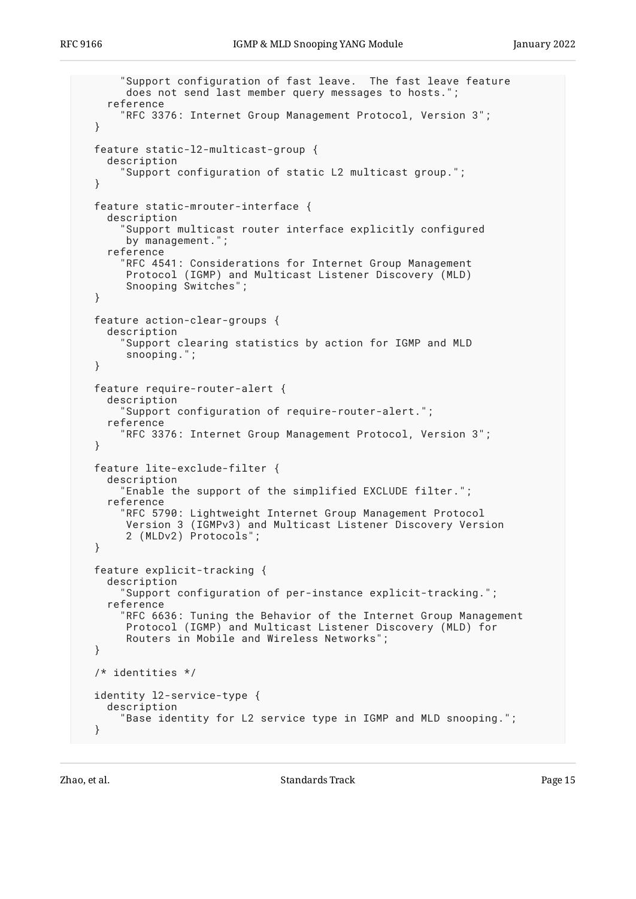```
      "Support configuration of fast leave.  The fast leave feature
       does not send last member query messages to hosts.";
    reference
      "RFC 3376: Internet Group Management Protocol, Version 3";
  }

  feature static-l2-multicast-group {
    description
      "Support configuration of static L2 multicast group.";
  }

  feature static-mrouter-interface {
    description
      "Support multicast router interface explicitly configured
       by management.";
    reference
      "RFC 4541: Considerations for Internet Group Management
       Protocol (IGMP) and Multicast Listener Discovery (MLD)
       Snooping Switches";
  }

  feature action-clear-groups {
    description
      "Support clearing statistics by action for IGMP and MLD
       snooping.";
  }

  feature require-router-alert {
    description
      "Support configuration of require-router-alert.";
    reference
      "RFC 3376: Internet Group Management Protocol, Version 3";
  }

  feature lite-exclude-filter {
    description
      "Enable the support of the simplified EXCLUDE filter.";
    reference
      "RFC 5790: Lightweight Internet Group Management Protocol
       Version 3 (IGMPv3) and Multicast Listener Discovery Version
       2 (MLDv2) Protocols";
  }

  feature explicit-tracking {
    description
      "Support configuration of per-instance explicit-tracking.";
    reference
      "RFC 6636: Tuning the Behavior of the Internet Group Management
       Protocol (IGMP) and Multicast Listener Discovery (MLD) for
       Routers in Mobile and Wireless Networks";
  }

  /* identities */

  identity l2-service-type {
    description
      "Base identity for L2 service type in IGMP and MLD snooping.";
  }
```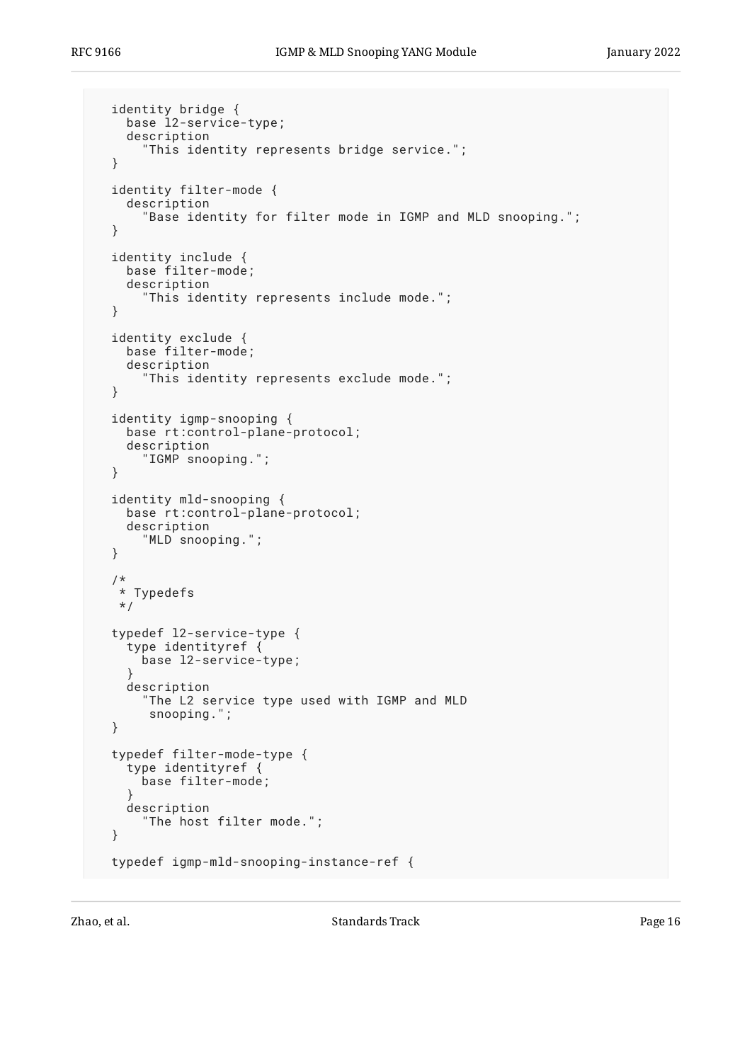```
  identity bridge {
    base l2-service-type;
    description
      "This identity represents bridge service.";
  }

  identity filter-mode {
    description
      "Base identity for filter mode in IGMP and MLD snooping.";
  }

  identity include {
    base filter-mode;
    description
      "This identity represents include mode.";
  }

  identity exclude {
    base filter-mode;
    description
      "This identity represents exclude mode.";
  }

  identity igmp-snooping {
    base rt:control-plane-protocol;
    description
      "IGMP snooping.";
  }

  identity mld-snooping {
    base rt:control-plane-protocol;
    description
      "MLD snooping.";
  }

  /*
   * Typedefs
   */

  typedef l2-service-type {
    type identityref {
      base l2-service-type;
    }
    description
      "The L2 service type used with IGMP and MLD
       snooping.";
  }

  typedef filter-mode-type {
    type identityref {
      base filter-mode;
    }
    description
      "The host filter mode.";
  }

  typedef igmp-mld-snooping-instance-ref {
```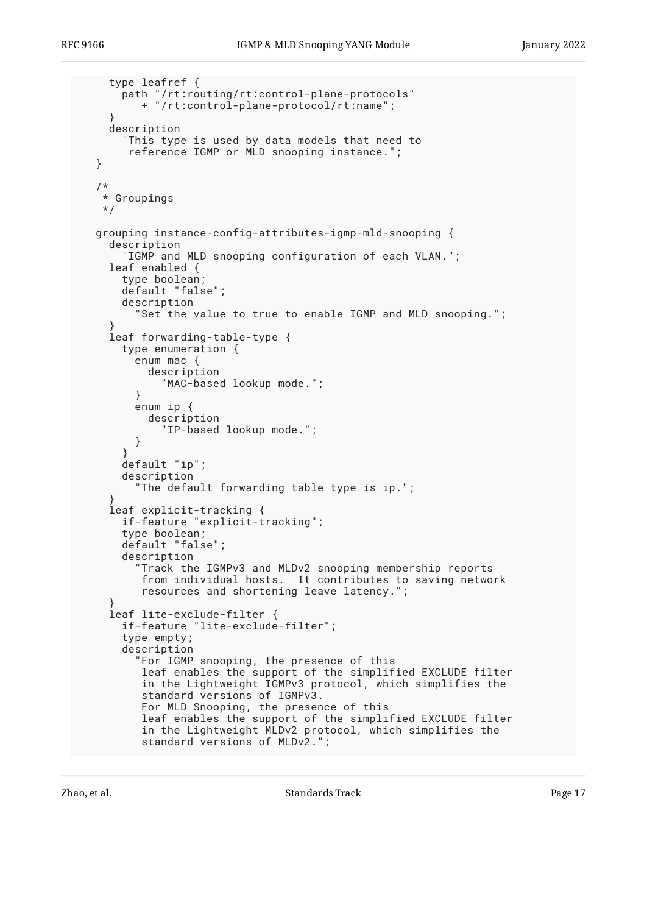```
      type leafref {
        path "/rt:routing/rt:control-plane-protocols"
           + "/rt:control-plane-protocol/rt:name";
      }
      description
        "This type is used by data models that need to
         reference IGMP or MLD snooping instance.";
    }

    /*
     * Groupings
     */

    grouping instance-config-attributes-igmp-mld-snooping {
      description
        "IGMP and MLD snooping configuration of each VLAN.";
      leaf enabled {
        type boolean;
        default "false";
        description
          "Set the value to true to enable IGMP and MLD snooping.";
      }
      leaf forwarding-table-type {
        type enumeration {
          enum mac {
            description
              "MAC-based lookup mode.";
          }
          enum ip {
            description
              "IP-based lookup mode.";
          }
        }
        default "ip";
        description
          "The default forwarding table type is ip.";
      }
      leaf explicit-tracking {
        if-feature "explicit-tracking";
        type boolean;
        default "false";
        description
          "Track the IGMPv3 and MLDv2 snooping membership reports
           from individual hosts.  It contributes to saving network
           resources and shortening leave latency.";
      }
      leaf lite-exclude-filter {
        if-feature "lite-exclude-filter";
        type empty;
        description
          "For IGMP snooping, the presence of this
           leaf enables the support of the simplified EXCLUDE filter
           in the Lightweight IGMPv3 protocol, which simplifies the
           standard versions of IGMPv3.
           For MLD Snooping, the presence of this
           leaf enables the support of the simplified EXCLUDE filter
           in the Lightweight MLDv2 protocol, which simplifies the
           standard versions of MLDv2.";
```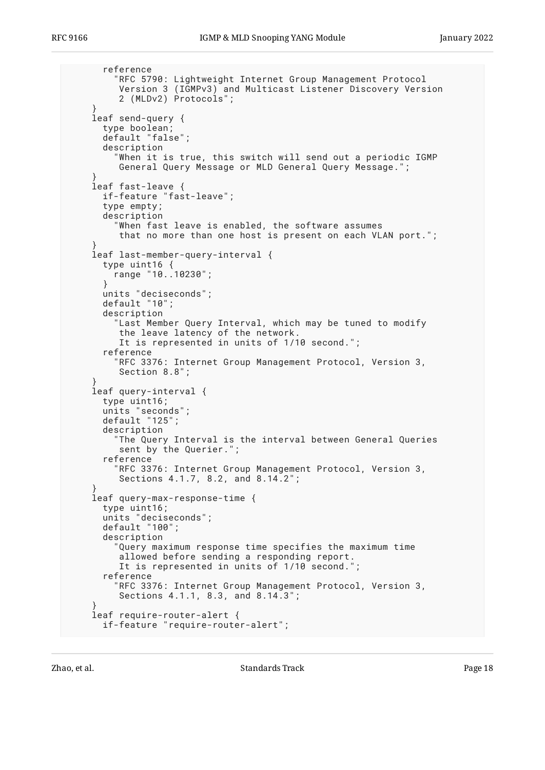```
        reference
          "RFC 5790: Lightweight Internet Group Management Protocol
           Version 3 (IGMPv3) and Multicast Listener Discovery Version
           2 (MLDv2) Protocols";
      }
      leaf send-query {
        type boolean;
        default "false";
        description
          "When it is true, this switch will send out a periodic IGMP
           General Query Message or MLD General Query Message.";
      }
      leaf fast-leave {
        if-feature "fast-leave";
        type empty;
        description
          "When fast leave is enabled, the software assumes
           that no more than one host is present on each VLAN port.";
      }
      leaf last-member-query-interval {
        type uint16 {
          range "10..10230";
        }
        units "deciseconds";
        default "10";
        description
          "Last Member Query Interval, which may be tuned to modify
           the leave latency of the network.
           It is represented in units of 1/10 second.";
        reference
          "RFC 3376: Internet Group Management Protocol, Version 3,
           Section 8.8";
      }
      leaf query-interval {
        type uint16;
        units "seconds";
        default "125";
        description
          "The Query Interval is the interval between General Queries
           sent by the Querier.";
        reference
          "RFC 3376: Internet Group Management Protocol, Version 3,
           Sections 4.1.7, 8.2, and 8.14.2";
      }
      leaf query-max-response-time {
        type uint16;
        units "deciseconds";
        default "100";
        description
          "Query maximum response time specifies the maximum time
           allowed before sending a responding report.
           It is represented in units of 1/10 second.";
        reference
          "RFC 3376: Internet Group Management Protocol, Version 3,
           Sections 4.1.1, 8.3, and 8.14.3";
      }
      leaf require-router-alert {
        if-feature "require-router-alert";
```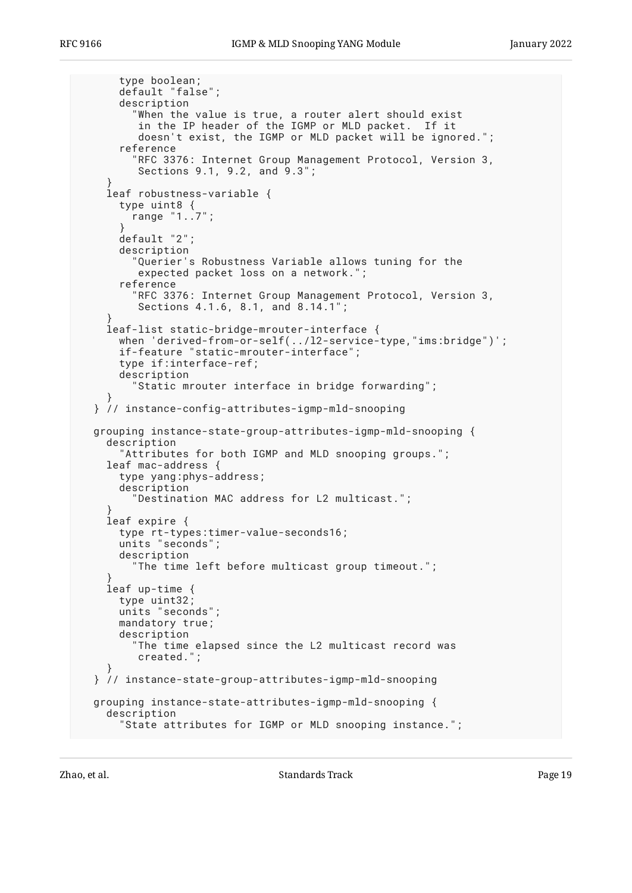```
      type boolean;
      default "false";
      description
        "When the value is true, a router alert should exist
         in the IP header of the IGMP or MLD packet.  If it
         doesn't exist, the IGMP or MLD packet will be ignored.";
      reference
        "RFC 3376: Internet Group Management Protocol, Version 3,
         Sections 9.1, 9.2, and 9.3";
    }
    leaf robustness-variable {
      type uint8 {
        range "1..7";
      }
      default "2";
      description
        "Querier's Robustness Variable allows tuning for the
         expected packet loss on a network.";
      reference
        "RFC 3376: Internet Group Management Protocol, Version 3,
         Sections 4.1.6, 8.1, and 8.14.1";
    }
    leaf-list static-bridge-mrouter-interface {
      when 'derived-from-or-self(../l2-service-type,"ims:bridge")';
      if-feature "static-mrouter-interface";
      type if:interface-ref;
      description
        "Static mrouter interface in bridge forwarding";
    }
  } // instance-config-attributes-igmp-mld-snooping

  grouping instance-state-group-attributes-igmp-mld-snooping {
    description
      "Attributes for both IGMP and MLD snooping groups.";
    leaf mac-address {
      type yang:phys-address;
      description
        "Destination MAC address for L2 multicast.";
    }
    leaf expire {
      type rt-types:timer-value-seconds16;
      units "seconds";
      description
        "The time left before multicast group timeout.";
    }
    leaf up-time {
      type uint32;
      units "seconds";
      mandatory true;
      description
        "The time elapsed since the L2 multicast record was
         created.";
    }
  } // instance-state-group-attributes-igmp-mld-snooping

  grouping instance-state-attributes-igmp-mld-snooping {
    description
      "State attributes for IGMP or MLD snooping instance.";
```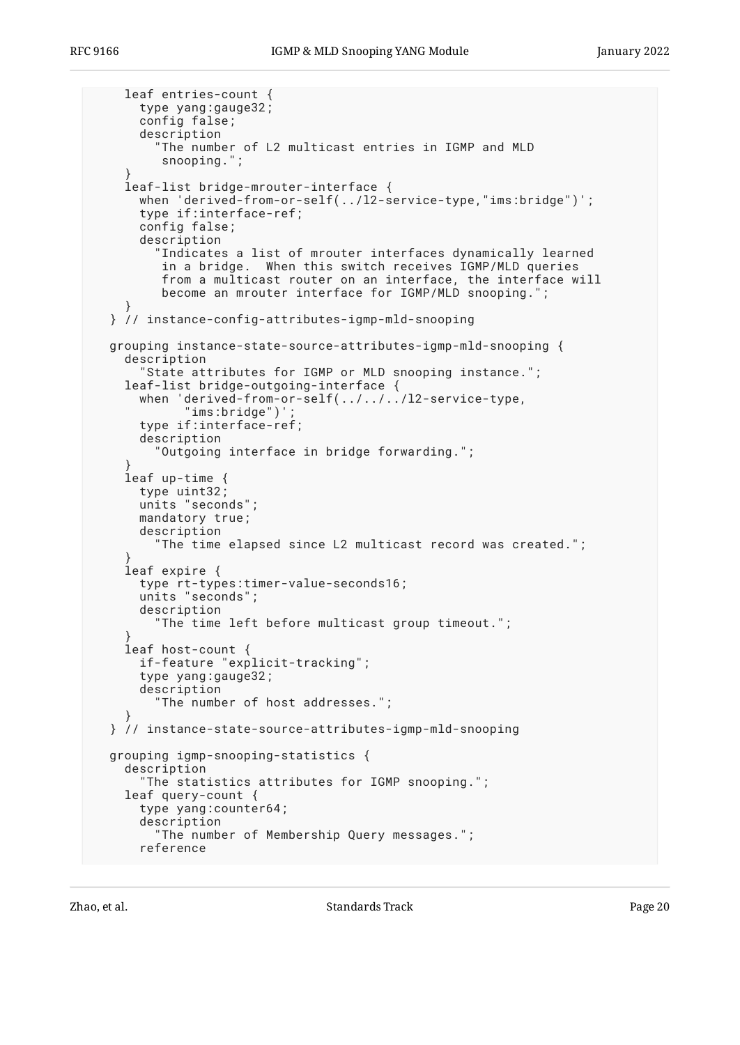```
      leaf entries-count {
        type yang:gauge32;
        config false;
        description
          "The number of L2 multicast entries in IGMP and MLD
           snooping.";
      }
      leaf-list bridge-mrouter-interface {
        when 'derived-from-or-self(../l2-service-type,"ims:bridge")';
        type if:interface-ref;
        config false;
        description
          "Indicates a list of mrouter interfaces dynamically learned
           in a bridge.  When this switch receives IGMP/MLD queries
           from a multicast router on an interface, the interface will
           become an mrouter interface for IGMP/MLD snooping.";
      }
    } // instance-config-attributes-igmp-mld-snooping

    grouping instance-state-source-attributes-igmp-mld-snooping {
      description
        "State attributes for IGMP or MLD snooping instance.";
      leaf-list bridge-outgoing-interface {
        when 'derived-from-or-self(../../../l2-service-type,
             "ims:bridge")';
        type if:interface-ref;
        description
          "Outgoing interface in bridge forwarding.";
      }
      leaf up-time {
        type uint32;
        units "seconds";
        mandatory true;
        description
          "The time elapsed since L2 multicast record was created.";
      }
      leaf expire {
        type rt-types:timer-value-seconds16;
        units "seconds";
        description
          "The time left before multicast group timeout.";
      }
      leaf host-count {
        if-feature "explicit-tracking";
        type yang:gauge32;
        description
          "The number of host addresses.";
      }
    } // instance-state-source-attributes-igmp-mld-snooping

    grouping igmp-snooping-statistics {
      description
        "The statistics attributes for IGMP snooping.";
      leaf query-count {
        type yang:counter64;
        description
          "The number of Membership Query messages.";
        reference
```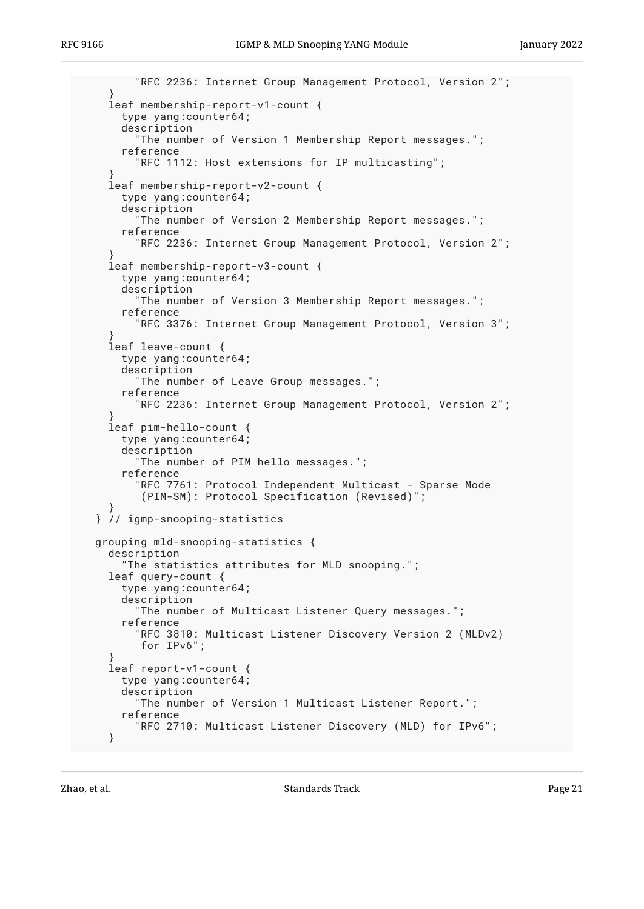```
         "RFC 2236: Internet Group Management Protocol, Version 2";
     }
     leaf membership-report-v1-count {
       type yang:counter64;
       description
         "The number of Version 1 Membership Report messages.";
       reference
         "RFC 1112: Host extensions for IP multicasting";
     }
     leaf membership-report-v2-count {
       type yang:counter64;
       description
         "The number of Version 2 Membership Report messages.";
       reference
         "RFC 2236: Internet Group Management Protocol, Version 2";
     }
     leaf membership-report-v3-count {
       type yang:counter64;
       description
         "The number of Version 3 Membership Report messages.";
       reference
         "RFC 3376: Internet Group Management Protocol, Version 3";
     }
     leaf leave-count {
       type yang:counter64;
       description
         "The number of Leave Group messages.";
       reference
         "RFC 2236: Internet Group Management Protocol, Version 2";
     }
     leaf pim-hello-count {
       type yang:counter64;
       description
         "The number of PIM hello messages.";
       reference
         "RFC 7761: Protocol Independent Multicast - Sparse Mode
          (PIM-SM): Protocol Specification (Revised)";
     }
   } // igmp-snooping-statistics

   grouping mld-snooping-statistics {
     description
       "The statistics attributes for MLD snooping.";
     leaf query-count {
       type yang:counter64;
       description
         "The number of Multicast Listener Query messages.";
       reference
         "RFC 3810: Multicast Listener Discovery Version 2 (MLDv2)
          for IPv6";
     }
     leaf report-v1-count {
       type yang:counter64;
       description
         "The number of Version 1 Multicast Listener Report.";
       reference
         "RFC 2710: Multicast Listener Discovery (MLD) for IPv6";
     }
```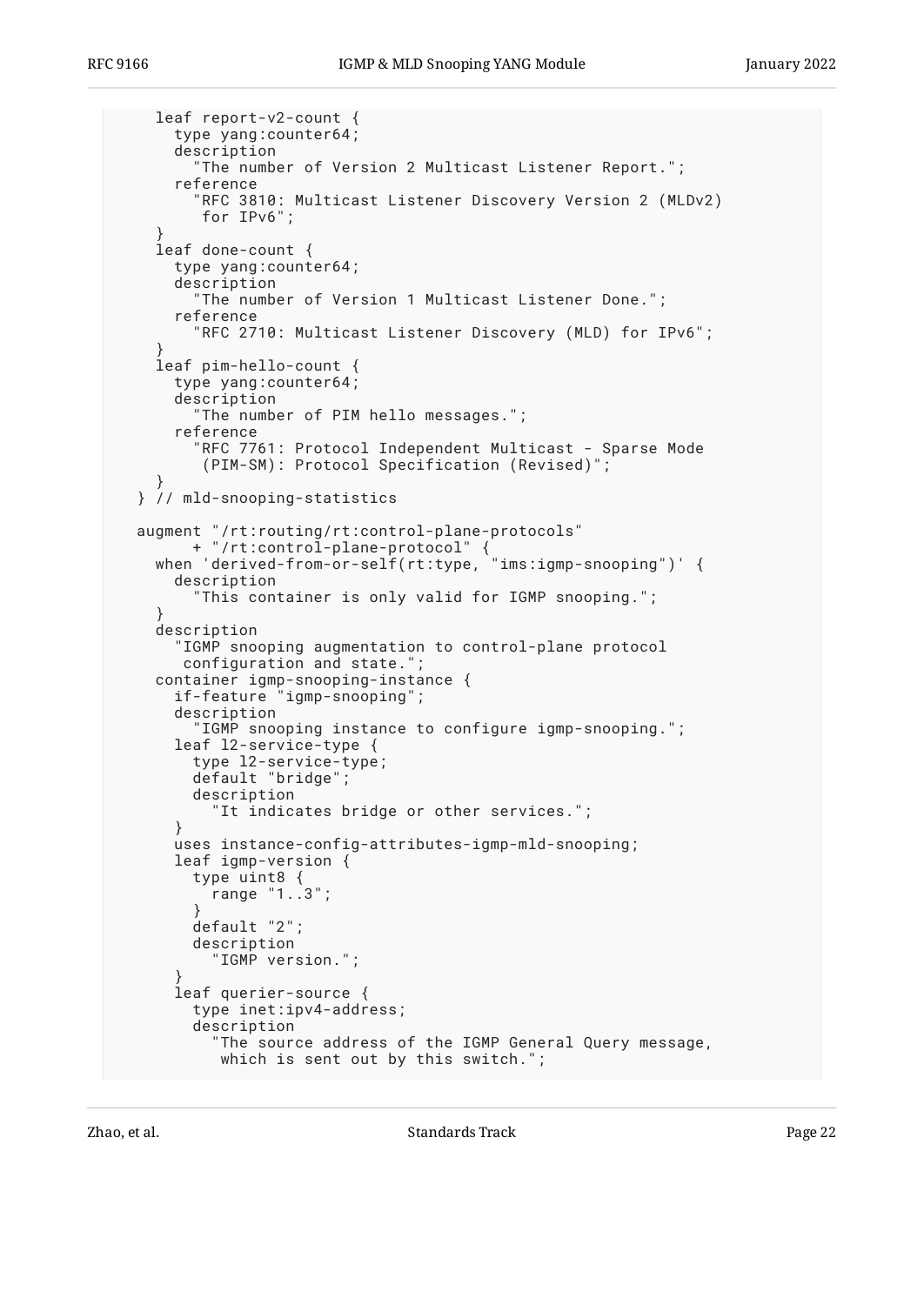```
     leaf report-v2-count {
       type yang:counter64;
       description
         "The number of Version 2 Multicast Listener Report.";
       reference
         "RFC 3810: Multicast Listener Discovery Version 2 (MLDv2)
          for IPv6";
     }
     leaf done-count {
       type yang:counter64;
       description
         "The number of Version 1 Multicast Listener Done.";
       reference
         "RFC 2710: Multicast Listener Discovery (MLD) for IPv6";
     }
     leaf pim-hello-count {
       type yang:counter64;
       description
         "The number of PIM hello messages.";
       reference
         "RFC 7761: Protocol Independent Multicast - Sparse Mode
          (PIM-SM): Protocol Specification (Revised)";
     }
   } // mld-snooping-statistics

   augment "/rt:routing/rt:control-plane-protocols"
         + "/rt:control-plane-protocol" {
     when 'derived-from-or-self(rt:type, "ims:igmp-snooping")' {
       description
         "This container is only valid for IGMP snooping.";
     }
     description
       "IGMP snooping augmentation to control-plane protocol
        configuration and state.";
     container igmp-snooping-instance {
       if-feature "igmp-snooping";
       description
         "IGMP snooping instance to configure igmp-snooping.";
       leaf l2-service-type {
         type l2-service-type;
         default "bridge";
         description
           "It indicates bridge or other services.";
       }
       uses instance-config-attributes-igmp-mld-snooping;
       leaf igmp-version {
         type uint8 {
           range "1..3";
         }
         default "2";
         description
           "IGMP version.";
       }
       leaf querier-source {
         type inet:ipv4-address;
         description
           "The source address of the IGMP General Query message,
            which is sent out by this switch.";
```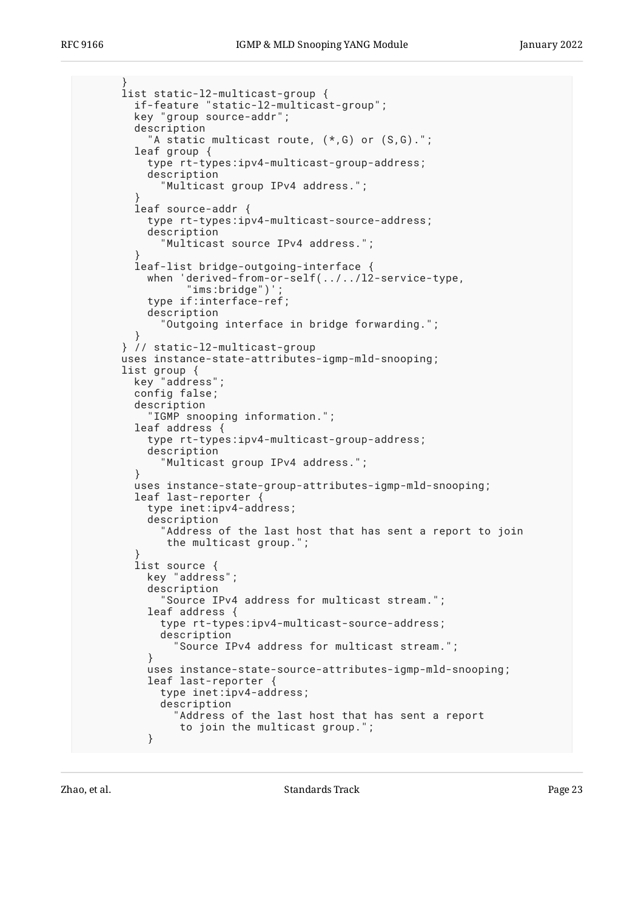```
        }
        list static-l2-multicast-group {
          if-feature "static-l2-multicast-group";
          key "group source-addr";
          description
            "A static multicast route, (*,G) or (S,G).";
          leaf group {
            type rt-types:ipv4-multicast-group-address;
            description
              "Multicast group IPv4 address.";
          }
          leaf source-addr {
            type rt-types:ipv4-multicast-source-address;
            description
              "Multicast source IPv4 address.";
          }
          leaf-list bridge-outgoing-interface {
            when 'derived-from-or-self(../../l2-service-type,
                  "ims:bridge")';
            type if:interface-ref;
            description
              "Outgoing interface in bridge forwarding.";
          }
        } // static-l2-multicast-group
        uses instance-state-attributes-igmp-mld-snooping;
        list group {
          key "address";
          config false;
          description
            "IGMP snooping information.";
          leaf address {
            type rt-types:ipv4-multicast-group-address;
            description
              "Multicast group IPv4 address.";
          }
          uses instance-state-group-attributes-igmp-mld-snooping;
          leaf last-reporter {
            type inet:ipv4-address;
            description
              "Address of the last host that has sent a report to join
               the multicast group.";
          }
          list source {
            key "address";
            description
              "Source IPv4 address for multicast stream.";
            leaf address {
              type rt-types:ipv4-multicast-source-address;
              description
                "Source IPv4 address for multicast stream.";
            }
            uses instance-state-source-attributes-igmp-mld-snooping;
            leaf last-reporter {
              type inet:ipv4-address;
              description
                "Address of the last host that has sent a report
                 to join the multicast group.";
            }
```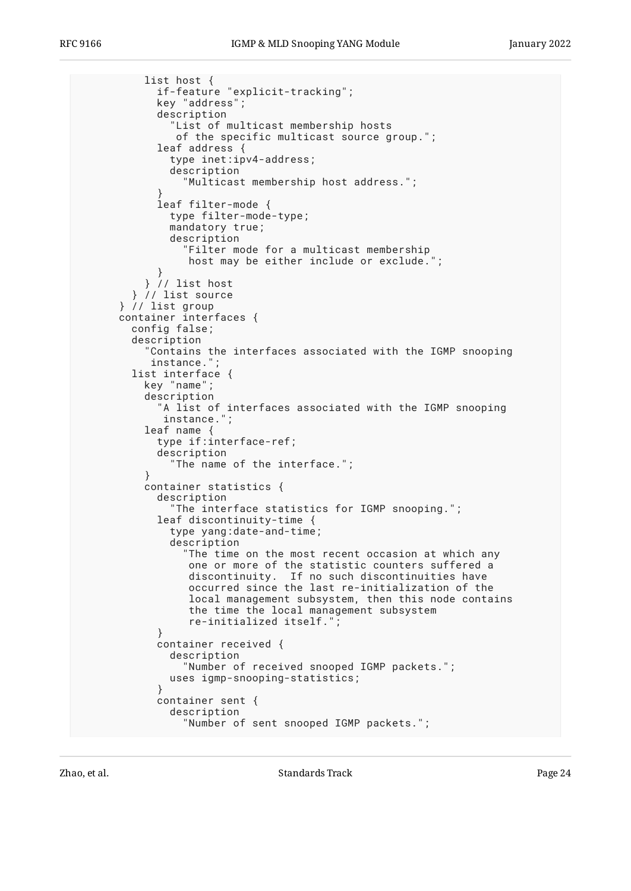```
          list host {
            if-feature "explicit-tracking";
            key "address";
            description
              "List of multicast membership hosts
               of the specific multicast source group.";
            leaf address {
              type inet:ipv4-address;
              description
                "Multicast membership host address.";
            }
            leaf filter-mode {
              type filter-mode-type;
              mandatory true;
              description
                "Filter mode for a multicast membership
                 host may be either include or exclude.";
            }
          } // list host
        } // list source
      } // list group
      container interfaces {
        config false;
        description
          "Contains the interfaces associated with the IGMP snooping
           instance.";
        list interface {
          key "name";
          description
            "A list of interfaces associated with the IGMP snooping
             instance.";
          leaf name {
            type if:interface-ref;
            description
              "The name of the interface.";
          }
          container statistics {
            description
              "The interface statistics for IGMP snooping.";
            leaf discontinuity-time {
              type yang:date-and-time;
              description
                "The time on the most recent occasion at which any
                 one or more of the statistic counters suffered a
                 discontinuity.  If no such discontinuities have
                 occurred since the last re-initialization of the
                 local management subsystem, then this node contains
                 the time the local management subsystem
                 re-initialized itself.";
            }
            container received {
              description
                "Number of received snooped IGMP packets.";
              uses igmp-snooping-statistics;
            }
            container sent {
              description
                "Number of sent snooped IGMP packets.";
```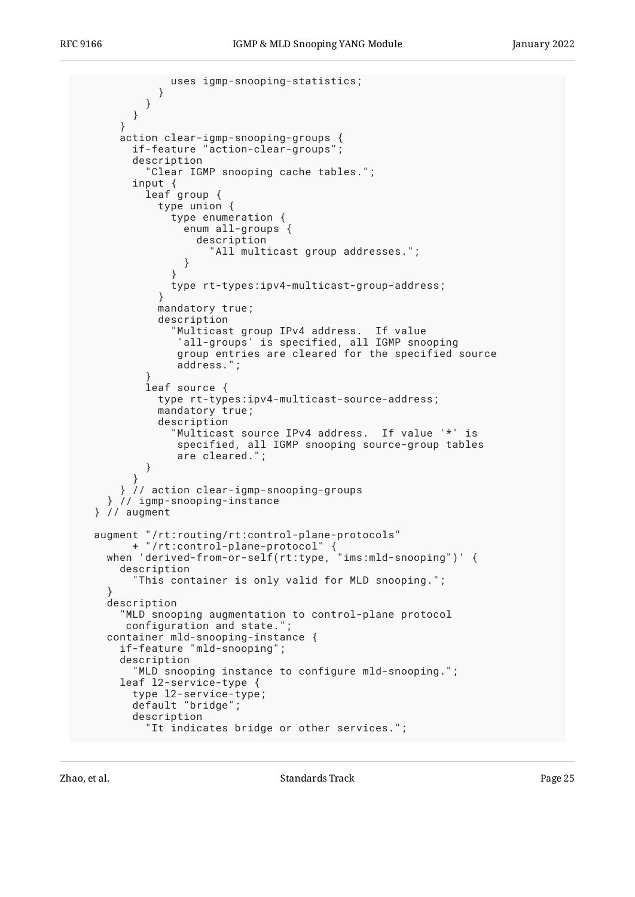```
              uses igmp-snooping-statistics;
            }
          }
        }
      }
      action clear-igmp-snooping-groups {
        if-feature "action-clear-groups";
        description
          "Clear IGMP snooping cache tables.";
        input {
          leaf group {
            type union {
              type enumeration {
                enum all-groups {
                  description
                    "All multicast group addresses.";
                }
              }
              type rt-types:ipv4-multicast-group-address;
            }
            mandatory true;
            description
              "Multicast group IPv4 address.  If value
               'all-groups' is specified, all IGMP snooping
               group entries are cleared for the specified source
               address.";
          }
          leaf source {
            type rt-types:ipv4-multicast-source-address;
            mandatory true;
            description
              "Multicast source IPv4 address.  If value '*' is
               specified, all IGMP snooping source-group tables
               are cleared.";
          }
        }
      } // action clear-igmp-snooping-groups
    } // igmp-snooping-instance
  } // augment

  augment "/rt:routing/rt:control-plane-protocols"
        + "/rt:control-plane-protocol" {
    when 'derived-from-or-self(rt:type, "ims:mld-snooping")' {
      description
        "This container is only valid for MLD snooping.";
    }
    description
      "MLD snooping augmentation to control-plane protocol
       configuration and state.";
    container mld-snooping-instance {
      if-feature "mld-snooping";
      description
        "MLD snooping instance to configure mld-snooping.";
      leaf l2-service-type {
        type l2-service-type;
        default "bridge";
        description
          "It indicates bridge or other services.";
```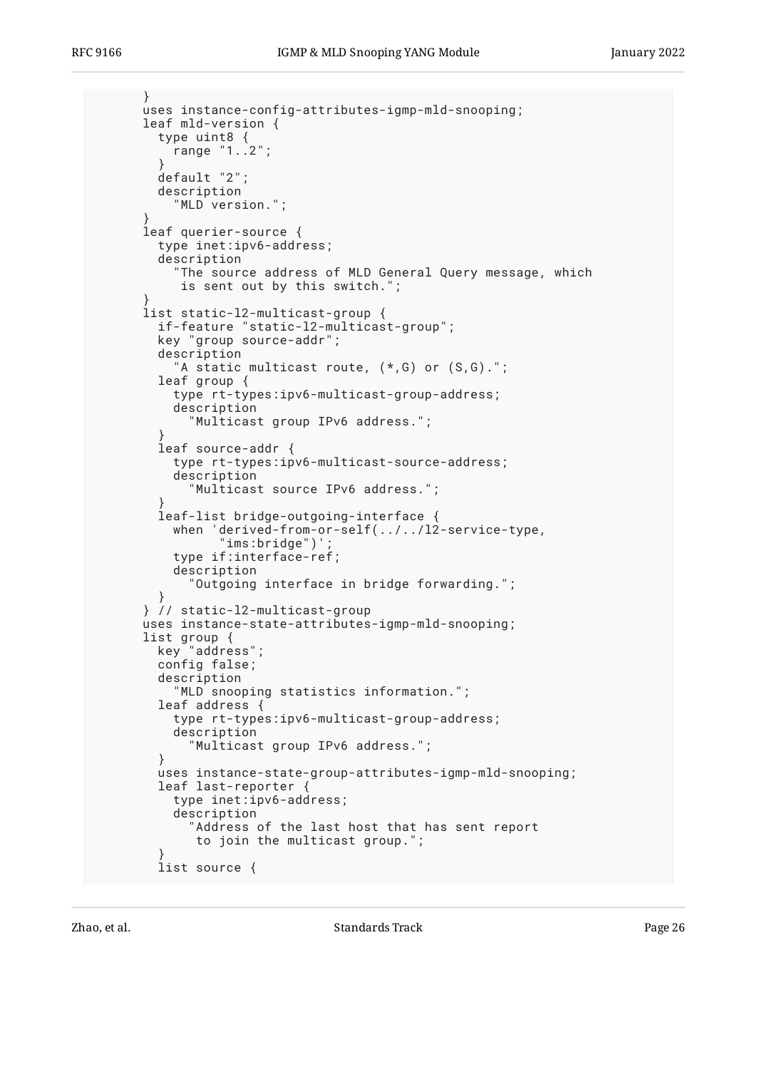```
        }
        uses instance-config-attributes-igmp-mld-snooping;
        leaf mld-version {
          type uint8 {
            range "1..2";
          }
          default "2";
          description
            "MLD version.";
        }
        leaf querier-source {
          type inet:ipv6-address;
          description
            "The source address of MLD General Query message, which
             is sent out by this switch.";
        }
        list static-l2-multicast-group {
          if-feature "static-l2-multicast-group";
          key "group source-addr";
          description
            "A static multicast route, (*,G) or (S,G).";
          leaf group {
            type rt-types:ipv6-multicast-group-address;
            description
              "Multicast group IPv6 address.";
          }
          leaf source-addr {
            type rt-types:ipv6-multicast-source-address;
            description
              "Multicast source IPv6 address.";
          }
          leaf-list bridge-outgoing-interface {
            when 'derived-from-or-self(../../l2-service-type,
                  "ims:bridge")';
            type if:interface-ref;
            description
              "Outgoing interface in bridge forwarding.";
          }
        } // static-l2-multicast-group
        uses instance-state-attributes-igmp-mld-snooping;
        list group {
          key "address";
          config false;
          description
            "MLD snooping statistics information.";
          leaf address {
            type rt-types:ipv6-multicast-group-address;
            description
              "Multicast group IPv6 address.";
          }
          uses instance-state-group-attributes-igmp-mld-snooping;
          leaf last-reporter {
            type inet:ipv6-address;
            description
              "Address of the last host that has sent report
               to join the multicast group.";
          }
          list source {
```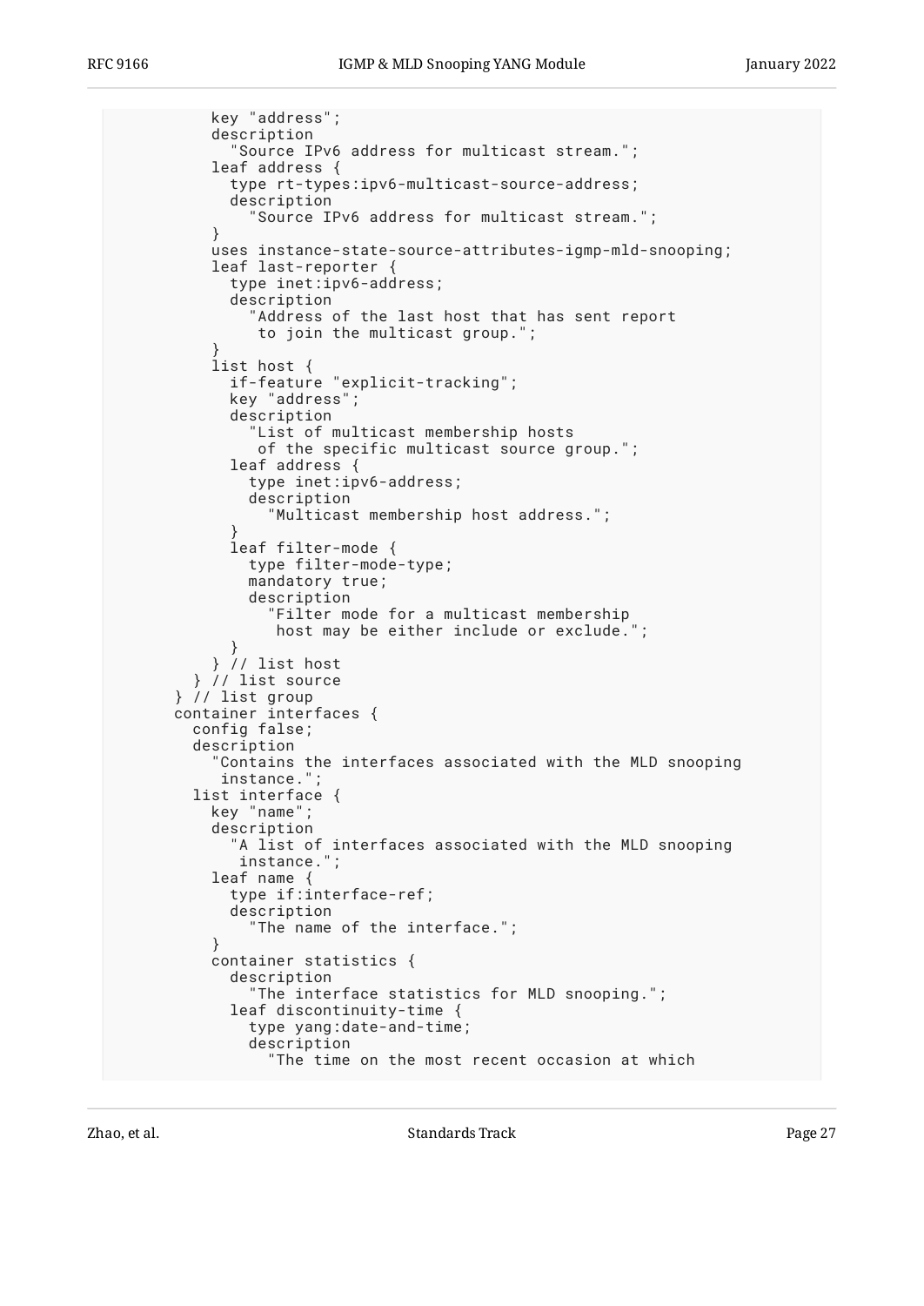```
            key "address";
            description
              "Source IPv6 address for multicast stream.";
            leaf address {
              type rt-types:ipv6-multicast-source-address;
              description
                "Source IPv6 address for multicast stream.";
            }
            uses instance-state-source-attributes-igmp-mld-snooping;
            leaf last-reporter {
              type inet:ipv6-address;
              description
                "Address of the last host that has sent report
                 to join the multicast group.";
            }
            list host {
              if-feature "explicit-tracking";
              key "address";
              description
                "List of multicast membership hosts
                 of the specific multicast source group.";
              leaf address {
                type inet:ipv6-address;
                description
                  "Multicast membership host address.";
              }
              leaf filter-mode {
                type filter-mode-type;
                mandatory true;
                description
                  "Filter mode for a multicast membership
                   host may be either include or exclude.";
              }
            } // list host
          } // list source
        } // list group
        container interfaces {
          config false;
          description
            "Contains the interfaces associated with the MLD snooping
             instance.";
          list interface {
            key "name";
            description
              "A list of interfaces associated with the MLD snooping
               instance.";
            leaf name {
              type if:interface-ref;
              description
                "The name of the interface.";
            }
            container statistics {
              description
                "The interface statistics for MLD snooping.";
              leaf discontinuity-time {
                type yang:date-and-time;
                description
                  "The time on the most recent occasion at which
```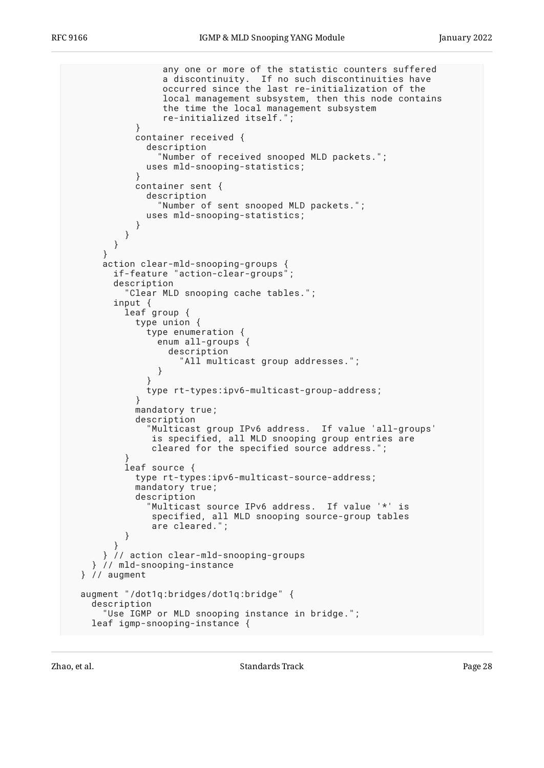```
                any one or more of the statistic counters suffered
                a discontinuity.  If no such discontinuities have
                occurred since the last re-initialization of the
                local management subsystem, then this node contains
                the time the local management subsystem
                re-initialized itself.";
          }
          container received {
            description
              "Number of received snooped MLD packets.";
            uses mld-snooping-statistics;
          }
          container sent {
            description
              "Number of sent snooped MLD packets.";
            uses mld-snooping-statistics;
          }
        }
      }
    }
    action clear-mld-snooping-groups {
      if-feature "action-clear-groups";
      description
        "Clear MLD snooping cache tables.";
      input {
        leaf group {
          type union {
            type enumeration {
              enum all-groups {
                description
                  "All multicast group addresses.";
              }
            }
            type rt-types:ipv6-multicast-group-address;
          }
          mandatory true;
          description
            "Multicast group IPv6 address.  If value 'all-groups'
             is specified, all MLD snooping group entries are
             cleared for the specified source address.";
        }
        leaf source {
          type rt-types:ipv6-multicast-source-address;
          mandatory true;
          description
            "Multicast source IPv6 address.  If value '*' is
             specified, all MLD snooping source-group tables
             are cleared.";
        }
      }
    } // action clear-mld-snooping-groups
  } // mld-snooping-instance
} // augment

augment "/dot1q:bridges/dot1q:bridge" {
  description
    "Use IGMP or MLD snooping instance in bridge.";
  leaf igmp-snooping-instance {
```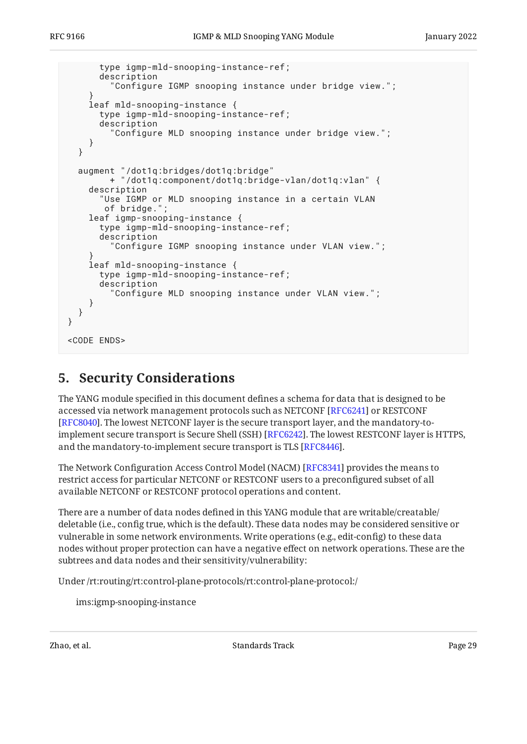```
      type igmp-mld-snooping-instance-ref;
      description
        "Configure IGMP snooping instance under bridge view.";
    }
    leaf mld-snooping-instance {
      type igmp-mld-snooping-instance-ref;
      description
        "Configure MLD snooping instance under bridge view.";
    }
  }

  augment "/dot1q:bridges/dot1q:bridge"
        + "/dot1q:component/dot1q:bridge-vlan/dot1q:vlan" {
    description
      "Use IGMP or MLD snooping instance in a certain VLAN
       of bridge.";
    leaf igmp-snooping-instance {
      type igmp-mld-snooping-instance-ref;
      description
        "Configure IGMP snooping instance under VLAN view.";
    }
    leaf mld-snooping-instance {
      type igmp-mld-snooping-instance-ref;
      description
        "Configure MLD snooping instance under VLAN view.";
    }
  }
}

<CODE ENDS>
```

## 5. Security Considerations

The YANG module specified in this document defines a schema for data that is designed to be accessed via network management protocols such as NETCONF [RFC6241] or RESTCONF [RFC8040]. The lowest NETCONF layer is the secure transport layer, and the mandatory-to-implement secure transport is Secure Shell (SSH) [RFC6242]. The lowest RESTCONF layer is HTTPS, and the mandatory-to-implement secure transport is TLS [RFC8446].

The Network Configuration Access Control Model (NACM) [RFC8341] provides the means to restrict access for particular NETCONF or RESTCONF users to a preconfigured subset of all available NETCONF or RESTCONF protocol operations and content.

There are a number of data nodes defined in this YANG module that are writable/creatable/deletable (i.e., config true, which is the default). These data nodes may be considered sensitive or vulnerable in some network environments. Write operations (e.g., edit-config) to these data nodes without proper protection can have a negative effect on network operations. These are the subtrees and data nodes and their sensitivity/vulnerability:

Under /rt:routing/rt:control-plane-protocols/rt:control-plane-protocol:/

  ims:igmp-snooping-instance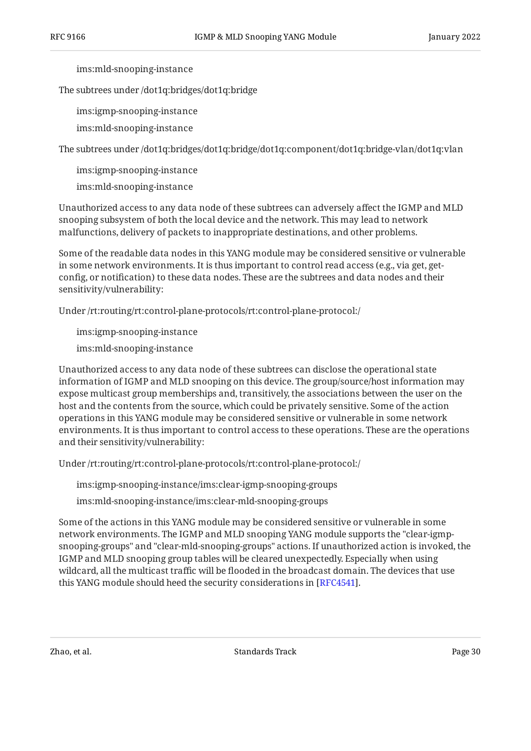ims:mld-snooping-instance

The subtrees under /dot1q:bridges/dot1q:bridge

ims:igmp-snooping-instance

ims:mld-snooping-instance

The subtrees under /dot1q:bridges/dot1q:bridge/dot1q:component/dot1q:bridge-vlan/dot1q:vlan

ims:igmp-snooping-instance

ims:mld-snooping-instance

Unauthorized access to any data node of these subtrees can adversely affect the IGMP and MLD snooping subsystem of both the local device and the network. This may lead to network malfunctions, delivery of packets to inappropriate destinations, and other problems.

Some of the readable data nodes in this YANG module may be considered sensitive or vulnerable in some network environments. It is thus important to control read access (e.g., via get, get-config, or notification) to these data nodes. These are the subtrees and data nodes and their sensitivity/vulnerability:

Under /rt:routing/rt:control-plane-protocols/rt:control-plane-protocol:/

ims:igmp-snooping-instance

ims:mld-snooping-instance

Unauthorized access to any data node of these subtrees can disclose the operational state information of IGMP and MLD snooping on this device. The group/source/host information may expose multicast group memberships and, transitively, the associations between the user on the host and the contents from the source, which could be privately sensitive. Some of the action operations in this YANG module may be considered sensitive or vulnerable in some network environments. It is thus important to control access to these operations. These are the operations and their sensitivity/vulnerability:

Under /rt:routing/rt:control-plane-protocols/rt:control-plane-protocol:/

ims:igmp-snooping-instance/ims:clear-igmp-snooping-groups

ims:mld-snooping-instance/ims:clear-mld-snooping-groups

Some of the actions in this YANG module may be considered sensitive or vulnerable in some network environments. The IGMP and MLD snooping YANG module supports the "clear-igmp-snooping-groups" and "clear-mld-snooping-groups" actions. If unauthorized action is invoked, the IGMP and MLD snooping group tables will be cleared unexpectedly. Especially when using wildcard, all the multicast traffic will be flooded in the broadcast domain. The devices that use this YANG module should heed the security considerations in [RFC4541].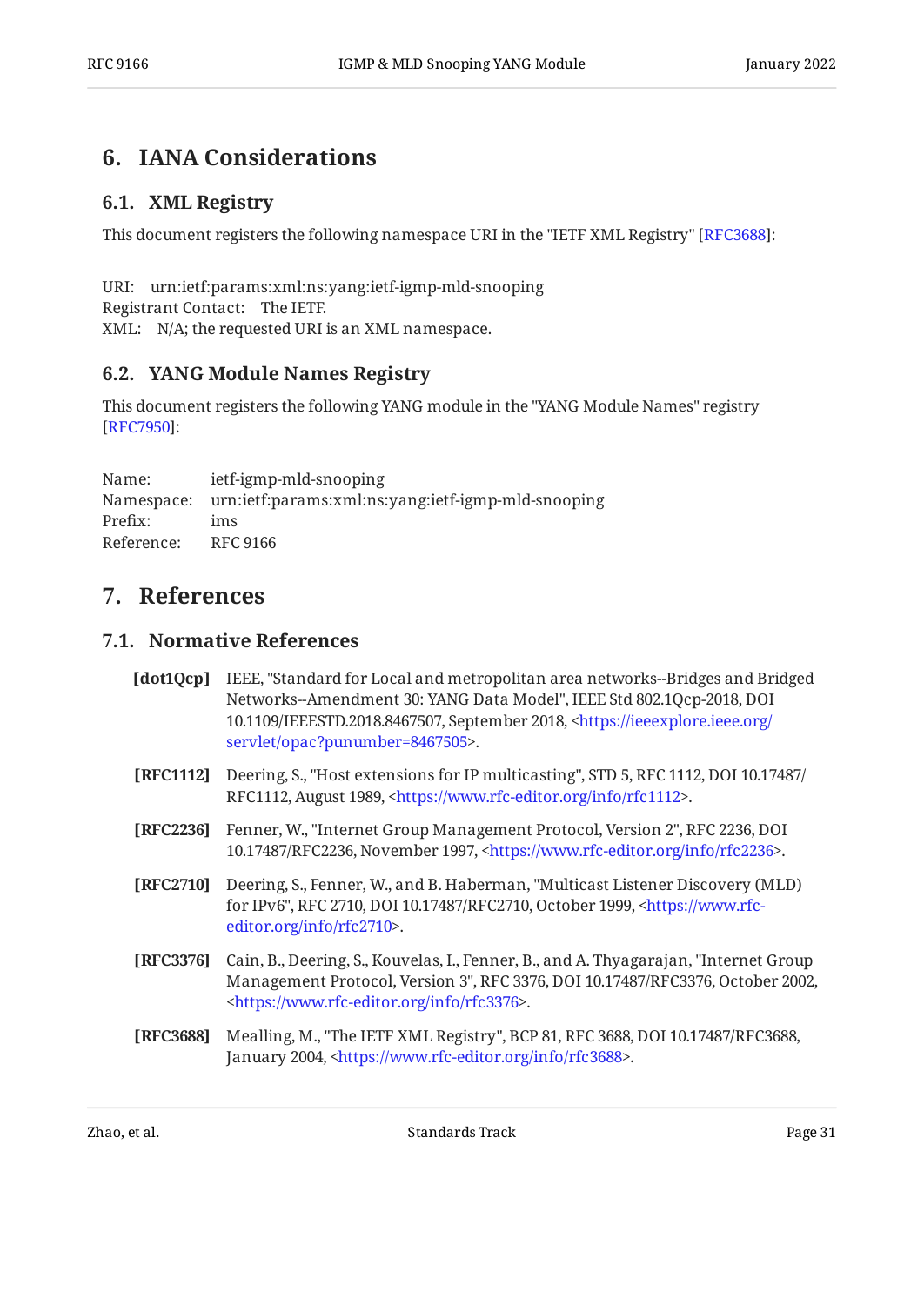# 6. IANA Considerations

## 6.1. XML Registry

This document registers the following namespace URI in the "IETF XML Registry" [RFC3688]:

URI: urn:ietf:params:xml:ns:yang:ietf-igmp-mld-snooping
Registrant Contact: The IETF.
XML: N/A; the requested URI is an XML namespace.

## 6.2. YANG Module Names Registry

This document registers the following YANG module in the "YANG Module Names" registry [RFC7950]:

Name: ietf-igmp-mld-snooping
Namespace: urn:ietf:params:xml:ns:yang:ietf-igmp-mld-snooping
Prefix: ims
Reference: RFC 9166

# 7. References

## 7.1. Normative References

**[dot1Qcp]** IEEE, "Standard for Local and metropolitan area networks--Bridges and Bridged Networks--Amendment 30: YANG Data Model", IEEE Std 802.1Qcp-2018, DOI 10.1109/IEEESTD.2018.8467507, September 2018, <https://ieeexplore.ieee.org/servlet/opac?punumber=8467505>.

**[RFC1112]** Deering, S., "Host extensions for IP multicasting", STD 5, RFC 1112, DOI 10.17487/RFC1112, August 1989, <https://www.rfc-editor.org/info/rfc1112>.

**[RFC2236]** Fenner, W., "Internet Group Management Protocol, Version 2", RFC 2236, DOI 10.17487/RFC2236, November 1997, <https://www.rfc-editor.org/info/rfc2236>.

**[RFC2710]** Deering, S., Fenner, W., and B. Haberman, "Multicast Listener Discovery (MLD) for IPv6", RFC 2710, DOI 10.17487/RFC2710, October 1999, <https://www.rfc-editor.org/info/rfc2710>.

**[RFC3376]** Cain, B., Deering, S., Kouvelas, I., Fenner, B., and A. Thyagarajan, "Internet Group Management Protocol, Version 3", RFC 3376, DOI 10.17487/RFC3376, October 2002, <https://www.rfc-editor.org/info/rfc3376>.

**[RFC3688]** Mealling, M., "The IETF XML Registry", BCP 81, RFC 3688, DOI 10.17487/RFC3688, January 2004, <https://www.rfc-editor.org/info/rfc3688>.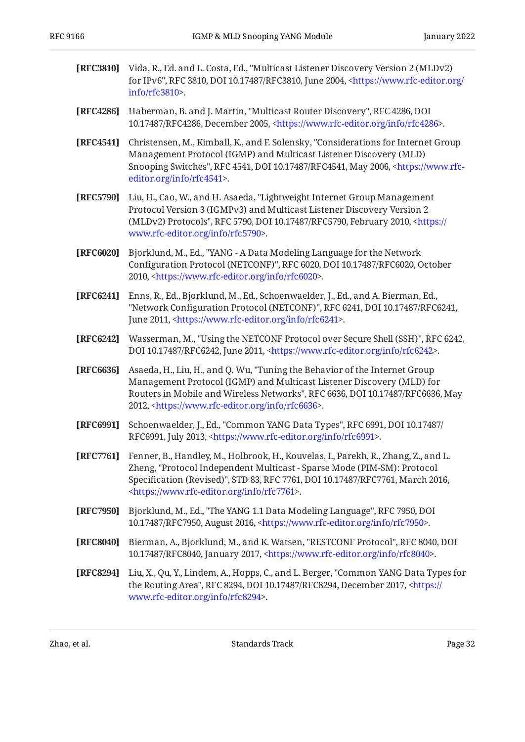**[RFC3810]** Vida, R., Ed. and L. Costa, Ed., "Multicast Listener Discovery Version 2 (MLDv2) for IPv6", RFC 3810, DOI 10.17487/RFC3810, June 2004, <https://www.rfc-editor.org/info/rfc3810>.

**[RFC4286]** Haberman, B. and J. Martin, "Multicast Router Discovery", RFC 4286, DOI 10.17487/RFC4286, December 2005, <https://www.rfc-editor.org/info/rfc4286>.

**[RFC4541]** Christensen, M., Kimball, K., and F. Solensky, "Considerations for Internet Group Management Protocol (IGMP) and Multicast Listener Discovery (MLD) Snooping Switches", RFC 4541, DOI 10.17487/RFC4541, May 2006, <https://www.rfc-editor.org/info/rfc4541>.

**[RFC5790]** Liu, H., Cao, W., and H. Asaeda, "Lightweight Internet Group Management Protocol Version 3 (IGMPv3) and Multicast Listener Discovery Version 2 (MLDv2) Protocols", RFC 5790, DOI 10.17487/RFC5790, February 2010, <https://www.rfc-editor.org/info/rfc5790>.

**[RFC6020]** Bjorklund, M., Ed., "YANG - A Data Modeling Language for the Network Configuration Protocol (NETCONF)", RFC 6020, DOI 10.17487/RFC6020, October 2010, <https://www.rfc-editor.org/info/rfc6020>.

**[RFC6241]** Enns, R., Ed., Bjorklund, M., Ed., Schoenwaelder, J., Ed., and A. Bierman, Ed., "Network Configuration Protocol (NETCONF)", RFC 6241, DOI 10.17487/RFC6241, June 2011, <https://www.rfc-editor.org/info/rfc6241>.

**[RFC6242]** Wasserman, M., "Using the NETCONF Protocol over Secure Shell (SSH)", RFC 6242, DOI 10.17487/RFC6242, June 2011, <https://www.rfc-editor.org/info/rfc6242>.

**[RFC6636]** Asaeda, H., Liu, H., and Q. Wu, "Tuning the Behavior of the Internet Group Management Protocol (IGMP) and Multicast Listener Discovery (MLD) for Routers in Mobile and Wireless Networks", RFC 6636, DOI 10.17487/RFC6636, May 2012, <https://www.rfc-editor.org/info/rfc6636>.

**[RFC6991]** Schoenwaelder, J., Ed., "Common YANG Data Types", RFC 6991, DOI 10.17487/RFC6991, July 2013, <https://www.rfc-editor.org/info/rfc6991>.

**[RFC7761]** Fenner, B., Handley, M., Holbrook, H., Kouvelas, I., Parekh, R., Zhang, Z., and L. Zheng, "Protocol Independent Multicast - Sparse Mode (PIM-SM): Protocol Specification (Revised)", STD 83, RFC 7761, DOI 10.17487/RFC7761, March 2016, <https://www.rfc-editor.org/info/rfc7761>.

**[RFC7950]** Bjorklund, M., Ed., "The YANG 1.1 Data Modeling Language", RFC 7950, DOI 10.17487/RFC7950, August 2016, <https://www.rfc-editor.org/info/rfc7950>.

**[RFC8040]** Bierman, A., Bjorklund, M., and K. Watsen, "RESTCONF Protocol", RFC 8040, DOI 10.17487/RFC8040, January 2017, <https://www.rfc-editor.org/info/rfc8040>.

**[RFC8294]** Liu, X., Qu, Y., Lindem, A., Hopps, C., and L. Berger, "Common YANG Data Types for the Routing Area", RFC 8294, DOI 10.17487/RFC8294, December 2017, <https://www.rfc-editor.org/info/rfc8294>.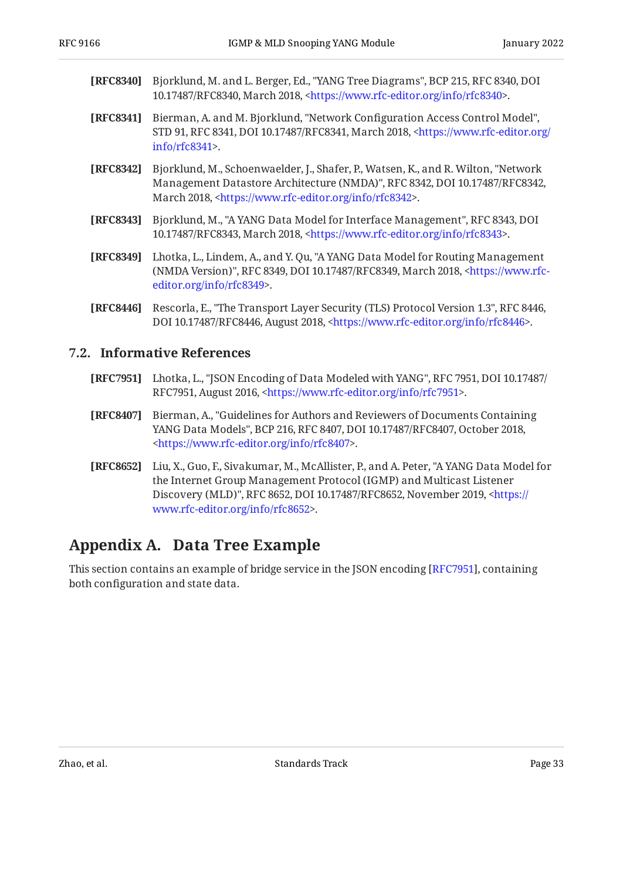**[RFC8340]** Bjorklund, M. and L. Berger, Ed., "YANG Tree Diagrams", BCP 215, RFC 8340, DOI 10.17487/RFC8340, March 2018, <https://www.rfc-editor.org/info/rfc8340>.

**[RFC8341]** Bierman, A. and M. Bjorklund, "Network Configuration Access Control Model", STD 91, RFC 8341, DOI 10.17487/RFC8341, March 2018, <https://www.rfc-editor.org/info/rfc8341>.

**[RFC8342]** Bjorklund, M., Schoenwaelder, J., Shafer, P., Watsen, K., and R. Wilton, "Network Management Datastore Architecture (NMDA)", RFC 8342, DOI 10.17487/RFC8342, March 2018, <https://www.rfc-editor.org/info/rfc8342>.

**[RFC8343]** Bjorklund, M., "A YANG Data Model for Interface Management", RFC 8343, DOI 10.17487/RFC8343, March 2018, <https://www.rfc-editor.org/info/rfc8343>.

**[RFC8349]** Lhotka, L., Lindem, A., and Y. Qu, "A YANG Data Model for Routing Management (NMDA Version)", RFC 8349, DOI 10.17487/RFC8349, March 2018, <https://www.rfc-editor.org/info/rfc8349>.

**[RFC8446]** Rescorla, E., "The Transport Layer Security (TLS) Protocol Version 1.3", RFC 8446, DOI 10.17487/RFC8446, August 2018, <https://www.rfc-editor.org/info/rfc8446>.

## 7.2. Informative References

**[RFC7951]** Lhotka, L., "JSON Encoding of Data Modeled with YANG", RFC 7951, DOI 10.17487/RFC7951, August 2016, <https://www.rfc-editor.org/info/rfc7951>.

**[RFC8407]** Bierman, A., "Guidelines for Authors and Reviewers of Documents Containing YANG Data Models", BCP 216, RFC 8407, DOI 10.17487/RFC8407, October 2018, <https://www.rfc-editor.org/info/rfc8407>.

**[RFC8652]** Liu, X., Guo, F., Sivakumar, M., McAllister, P., and A. Peter, "A YANG Data Model for the Internet Group Management Protocol (IGMP) and Multicast Listener Discovery (MLD)", RFC 8652, DOI 10.17487/RFC8652, November 2019, <https://www.rfc-editor.org/info/rfc8652>.

# Appendix A. Data Tree Example

This section contains an example of bridge service in the JSON encoding [RFC7951], containing both configuration and state data.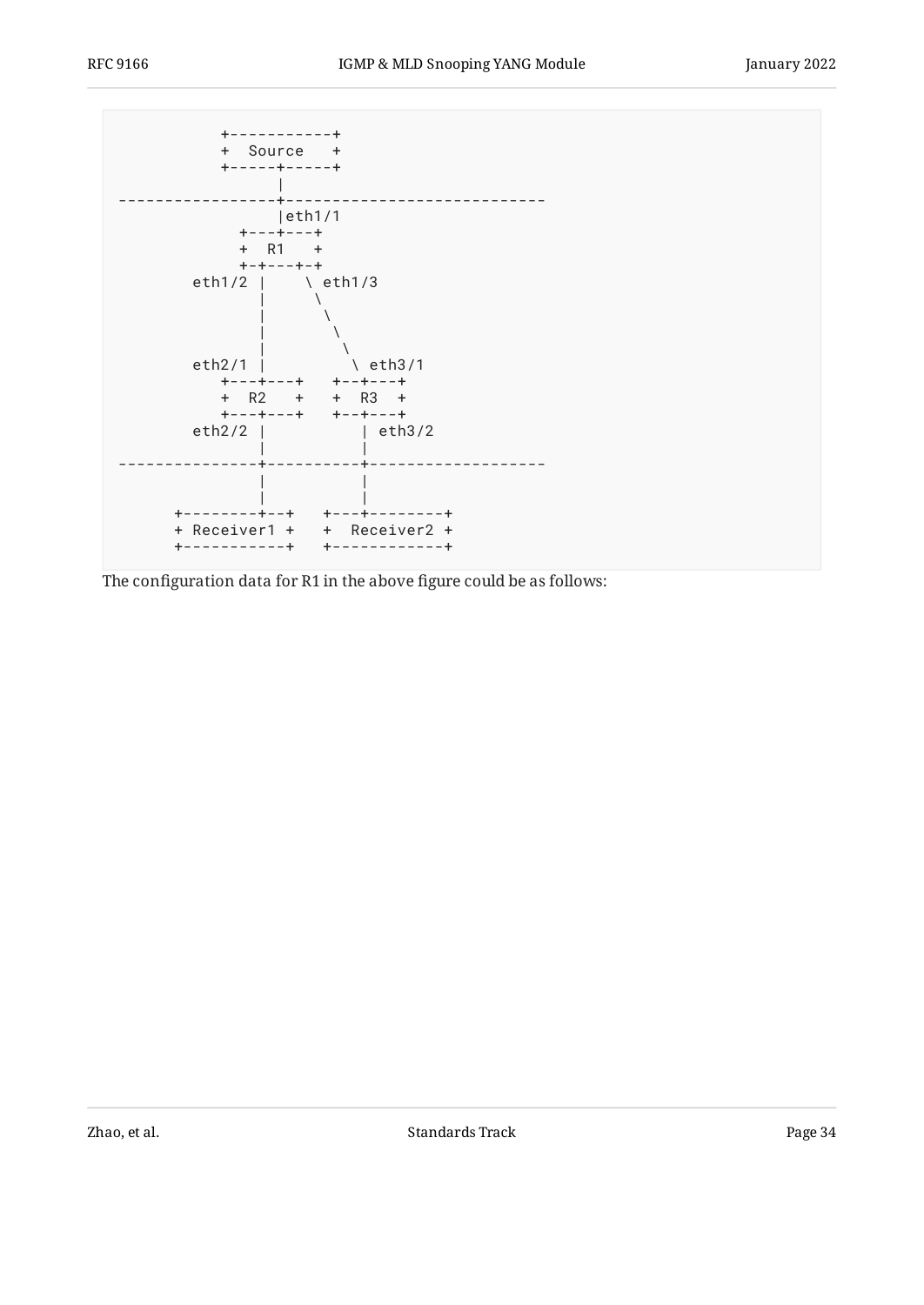```
           +-----------+
           +  Source   +
           +-----+-----+
                 |
-----------------+----------------------------
                 |eth1/1
             +---+---+
             +  R1   +
             +-+---+-+
        eth1/2 |    \ eth1/3
               |     \
               |      \
               |       \
               |        \
        eth2/1 |         \ eth3/1
           +---+---+   +--+---+
           +  R2   +   +  R3  +
           +---+---+   +--+---+
        eth2/2 |          | eth3/2
               |          |
---------------+----------+-------------------
               |          |
               |          |
      +--------+--+   +---+--------+
      + Receiver1 +   +  Receiver2 +
      +-----------+   +------------+
```

The configuration data for R1 in the above figure could be as follows: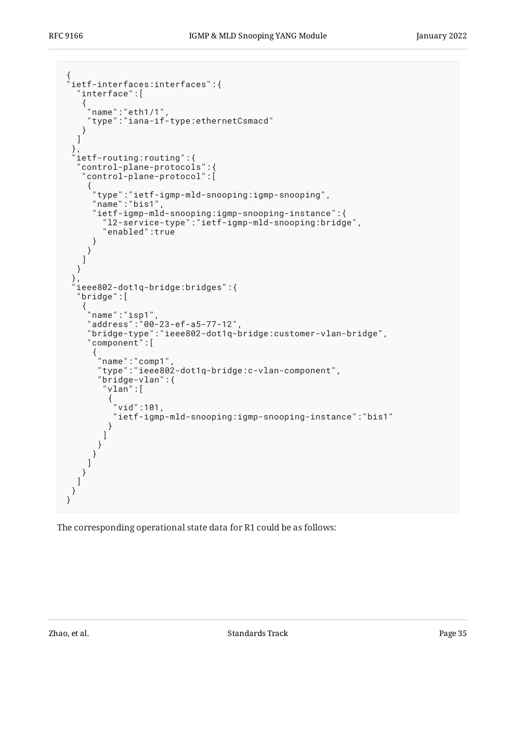```
{
"ietf-interfaces:interfaces":{
  "interface":[
   {
    "name":"eth1/1",
    "type":"iana-if-type:ethernetCsmacd"
   }
  ]
 },
 "ietf-routing:routing":{
  "control-plane-protocols":{
   "control-plane-protocol":[
    {
     "type":"ietf-igmp-mld-snooping:igmp-snooping",
     "name":"bis1",
     "ietf-igmp-mld-snooping:igmp-snooping-instance":{
       "l2-service-type":"ietf-igmp-mld-snooping:bridge",
       "enabled":true
     }
    }
   ]
  }
 },
 "ieee802-dot1q-bridge:bridges":{
  "bridge":[
   {
    "name":"isp1",
    "address":"00-23-ef-a5-77-12",
    "bridge-type":"ieee802-dot1q-bridge:customer-vlan-bridge",
    "component":[
     {
      "name":"comp1",
      "type":"ieee802-dot1q-bridge:c-vlan-component",
      "bridge-vlan":{
       "vlan":[
        {
         "vid":101,
         "ietf-igmp-mld-snooping:igmp-snooping-instance":"bis1"
        }
       ]
      }
     }
    ]
   }
  ]
 }
}
```

The corresponding operational state data for R1 could be as follows: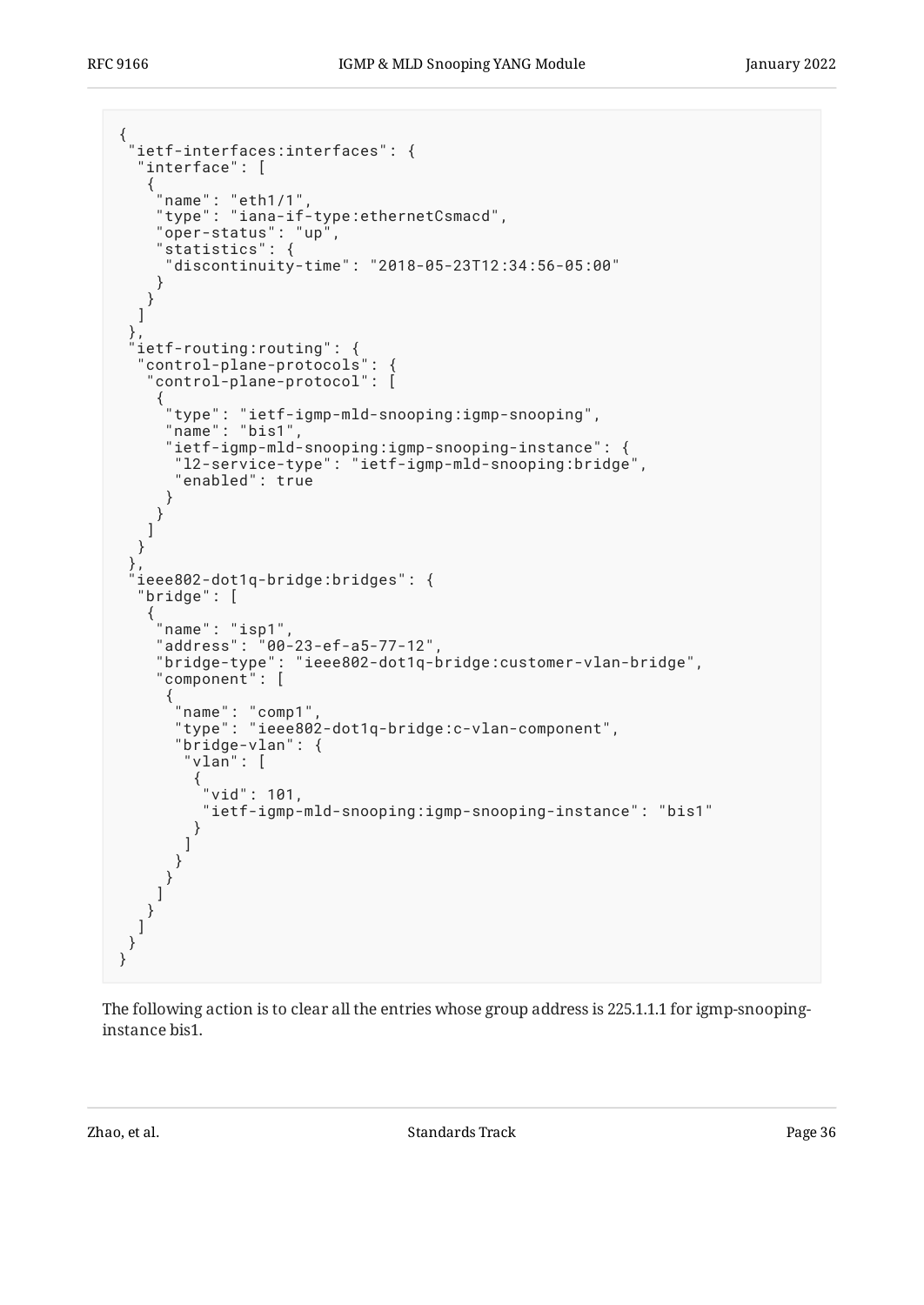```
{
 "ietf-interfaces:interfaces": {
  "interface": [
   {
    "name": "eth1/1",
    "type": "iana-if-type:ethernetCsmacd",
    "oper-status": "up",
    "statistics": {
     "discontinuity-time": "2018-05-23T12:34:56-05:00"
    }
   }
  ]
 },
 "ietf-routing:routing": {
  "control-plane-protocols": {
   "control-plane-protocol": [
    {
     "type": "ietf-igmp-mld-snooping:igmp-snooping",
     "name": "bis1",
     "ietf-igmp-mld-snooping:igmp-snooping-instance": {
      "l2-service-type": "ietf-igmp-mld-snooping:bridge",
      "enabled": true
     }
    }
   ]
  }
 },
 "ieee802-dot1q-bridge:bridges": {
  "bridge": [
   {
    "name": "isp1",
    "address": "00-23-ef-a5-77-12",
    "bridge-type": "ieee802-dot1q-bridge:customer-vlan-bridge",
    "component": [
     {
      "name": "comp1",
      "type": "ieee802-dot1q-bridge:c-vlan-component",
      "bridge-vlan": {
       "vlan": [
        {
         "vid": 101,
         "ietf-igmp-mld-snooping:igmp-snooping-instance": "bis1"
        }
       ]
      }
     }
    ]
   }
  ]
 }
}
```

The following action is to clear all the entries whose group address is 225.1.1.1 for igmp-snooping-instance bis1.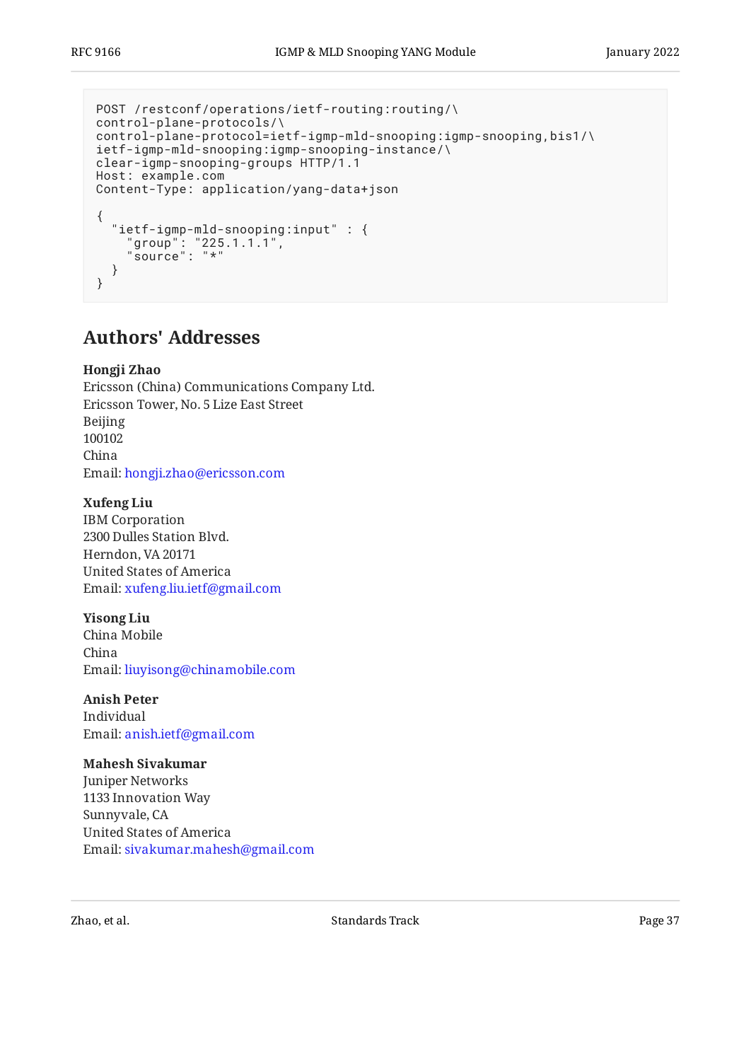```
POST /restconf/operations/ietf-routing:routing/\
control-plane-protocols/\
control-plane-protocol=ietf-igmp-mld-snooping:igmp-snooping,bis1/\
ietf-igmp-mld-snooping:igmp-snooping-instance/\
clear-igmp-snooping-groups HTTP/1.1
Host: example.com
Content-Type: application/yang-data+json

{
  "ietf-igmp-mld-snooping:input" : {
    "group": "225.1.1.1",
    "source": "*"
  }
}
```

## Authors' Addresses

**Hongji Zhao**
Ericsson (China) Communications Company Ltd.
Ericsson Tower, No. 5 Lize East Street
Beijing
100102
China
Email: hongji.zhao@ericsson.com

**Xufeng Liu**
IBM Corporation
2300 Dulles Station Blvd.
Herndon, VA 20171
United States of America
Email: xufeng.liu.ietf@gmail.com

**Yisong Liu**
China Mobile
China
Email: liuyisong@chinamobile.com

**Anish Peter**
Individual
Email: anish.ietf@gmail.com

**Mahesh Sivakumar**
Juniper Networks
1133 Innovation Way
Sunnyvale, CA
United States of America
Email: sivakumar.mahesh@gmail.com